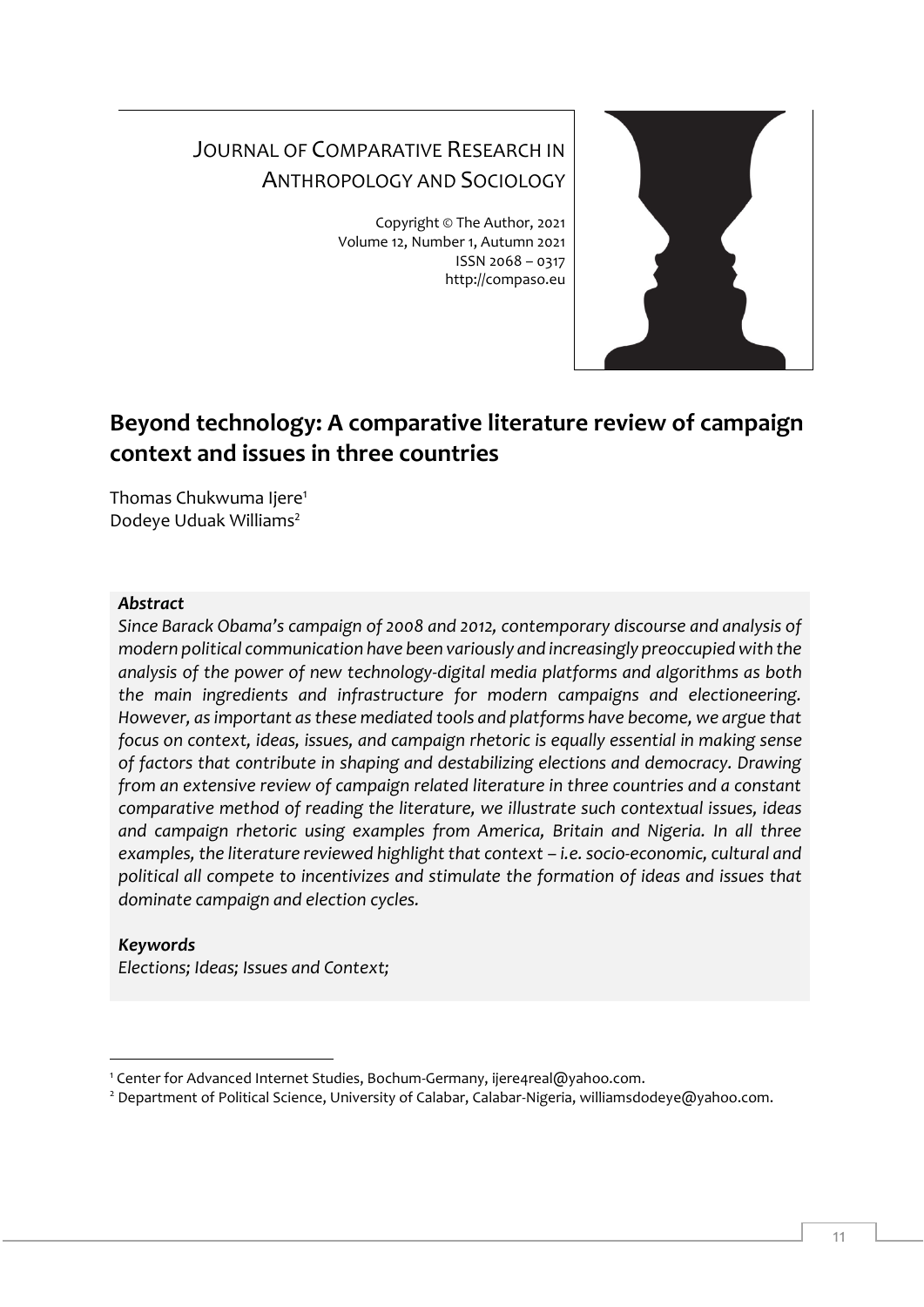JOURNAL OF COMPARATIVE RESEARCH IN ANTHROPOLOGY AND SOCIOLOGY

Copyright © The Author, 2021
Volume 12, Number 1, Autumn 2021
ISSN 2068 – 0317
http://compaso.eu

# Beyond technology: A comparative literature review of campaign context and issues in three countries

Thomas Chukwuma Ijere[1]
Dodeye Uduak Williams[2]

***Abstract***

*Since Barack Obama's campaign of 2008 and 2012, contemporary discourse and analysis of modern political communication have been variously and increasingly preoccupied with the analysis of the power of new technology-digital media platforms and algorithms as both the main ingredients and infrastructure for modern campaigns and electioneering. However, as important as these mediated tools and platforms have become, we argue that focus on context, ideas, issues, and campaign rhetoric is equally essential in making sense of factors that contribute in shaping and destabilizing elections and democracy. Drawing from an extensive review of campaign related literature in three countries and a constant comparative method of reading the literature, we illustrate such contextual issues, ideas and campaign rhetoric using examples from America, Britain and Nigeria. In all three examples, the literature reviewed highlight that context – i.e. socio-economic, cultural and political all compete to incentivizes and stimulate the formation of ideas and issues that dominate campaign and election cycles.*

***Keywords***

*Elections; Ideas; Issues and Context;*

---

[1] Center for Advanced Internet Studies, Bochum-Germany, ijere4real@yahoo.com.

[2] Department of Political Science, University of Calabar, Calabar-Nigeria, williamsdodeye@yahoo.com.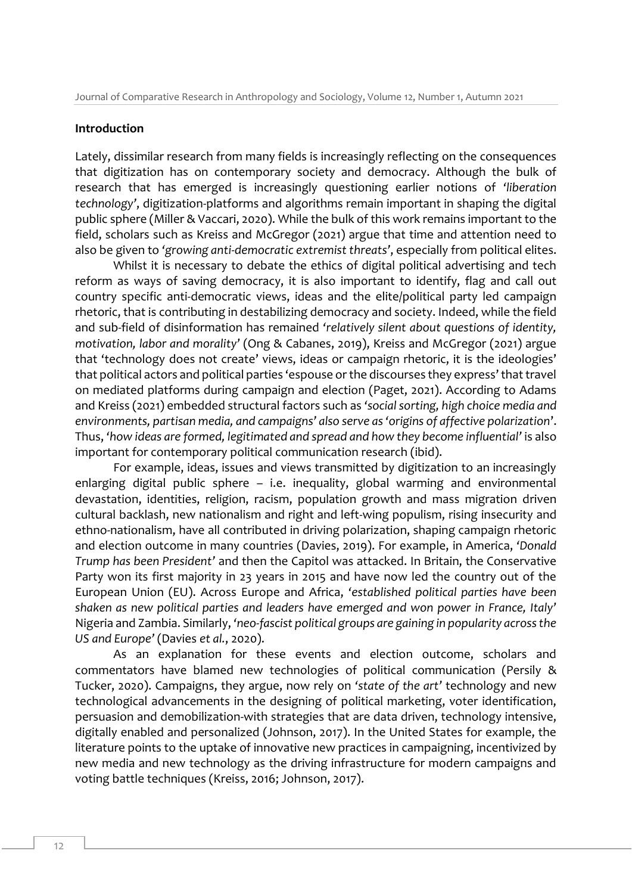## Introduction

Lately, dissimilar research from many fields is increasingly reflecting on the consequences that digitization has on contemporary society and democracy. Although the bulk of research that has emerged is increasingly questioning earlier notions of *'liberation technology'*, digitization-platforms and algorithms remain important in shaping the digital public sphere (Miller & Vaccari, 2020). While the bulk of this work remains important to the field, scholars such as Kreiss and McGregor (2021) argue that time and attention need to also be given to *'growing anti-democratic extremist threats'*, especially from political elites.

Whilst it is necessary to debate the ethics of digital political advertising and tech reform as ways of saving democracy, it is also important to identify, flag and call out country specific anti-democratic views, ideas and the elite/political party led campaign rhetoric, that is contributing in destabilizing democracy and society. Indeed, while the field and sub-field of disinformation has remained *'relatively silent about questions of identity, motivation, labor and morality'* (Ong & Cabanes, 2019), Kreiss and McGregor (2021) argue that 'technology does not create' views, ideas or campaign rhetoric, it is the ideologies' that political actors and political parties 'espouse or the discourses they express' that travel on mediated platforms during campaign and election (Paget, 2021). According to Adams and Kreiss (2021) embedded structural factors such as *'social sorting, high choice media and environments, partisan media, and campaigns'* also serve as '*origins of affective polarization*'. Thus, '*how ideas are formed, legitimated and spread and how they become influential'* is also important for contemporary political communication research (ibid).

For example, ideas, issues and views transmitted by digitization to an increasingly enlarging digital public sphere – i.e. inequality, global warming and environmental devastation, identities, religion, racism, population growth and mass migration driven cultural backlash, new nationalism and right and left-wing populism, rising insecurity and ethno-nationalism, have all contributed in driving polarization, shaping campaign rhetoric and election outcome in many countries (Davies, 2019). For example, in America, *'Donald Trump has been President'* and then the Capitol was attacked. In Britain, the Conservative Party won its first majority in 23 years in 2015 and have now led the country out of the European Union (EU). Across Europe and Africa, *'established political parties have been shaken as new political parties and leaders have emerged and won power in France, Italy'* Nigeria and Zambia. Similarly, *'neo-fascist political groups are gaining in popularity across the US and Europe'* (Davies *et al.*, 2020).

As an explanation for these events and election outcome, scholars and commentators have blamed new technologies of political communication (Persily & Tucker, 2020). Campaigns, they argue, now rely on *'state of the art'* technology and new technological advancements in the designing of political marketing, voter identification, persuasion and demobilization-with strategies that are data driven, technology intensive, digitally enabled and personalized (Johnson, 2017). In the United States for example, the literature points to the uptake of innovative new practices in campaigning, incentivized by new media and new technology as the driving infrastructure for modern campaigns and voting battle techniques (Kreiss, 2016; Johnson, 2017).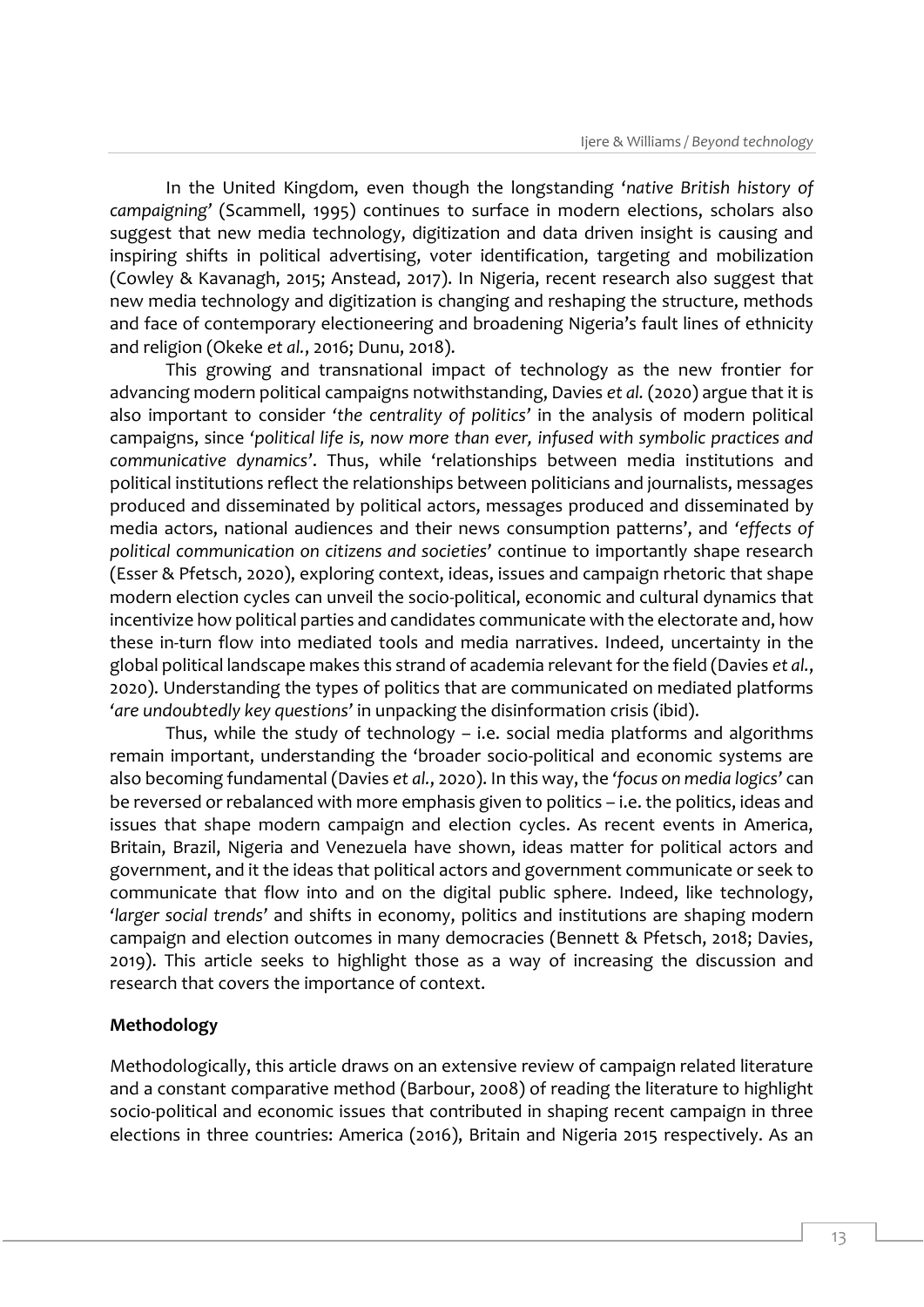In the United Kingdom, even though the longstanding '*native British history of campaigning*' (Scammell, 1995) continues to surface in modern elections, scholars also suggest that new media technology, digitization and data driven insight is causing and inspiring shifts in political advertising, voter identification, targeting and mobilization (Cowley & Kavanagh, 2015; Anstead, 2017). In Nigeria, recent research also suggest that new media technology and digitization is changing and reshaping the structure, methods and face of contemporary electioneering and broadening Nigeria's fault lines of ethnicity and religion (Okeke *et al.*, 2016; Dunu, 2018).

This growing and transnational impact of technology as the new frontier for advancing modern political campaigns notwithstanding, Davies *et al.* (2020) argue that it is also important to consider '*the centrality of politics*' in the analysis of modern political campaigns, since '*political life is, now more than ever, infused with symbolic practices and communicative dynamics*'. Thus, while 'relationships between media institutions and political institutions reflect the relationships between politicians and journalists, messages produced and disseminated by political actors, messages produced and disseminated by media actors, national audiences and their news consumption patterns', and '*effects of political communication on citizens and societies*' continue to importantly shape research (Esser & Pfetsch, 2020), exploring context, ideas, issues and campaign rhetoric that shape modern election cycles can unveil the socio-political, economic and cultural dynamics that incentivize how political parties and candidates communicate with the electorate and, how these in-turn flow into mediated tools and media narratives. Indeed, uncertainty in the global political landscape makes this strand of academia relevant for the field (Davies *et al.*, 2020). Understanding the types of politics that are communicated on mediated platforms '*are undoubtedly key questions*' in unpacking the disinformation crisis (ibid).

Thus, while the study of technology – i.e. social media platforms and algorithms remain important, understanding the 'broader socio-political and economic systems are also becoming fundamental (Davies *et al.*, 2020). In this way, the '*focus on media logics*' can be reversed or rebalanced with more emphasis given to politics – i.e. the politics, ideas and issues that shape modern campaign and election cycles. As recent events in America, Britain, Brazil, Nigeria and Venezuela have shown, ideas matter for political actors and government, and it the ideas that political actors and government communicate or seek to communicate that flow into and on the digital public sphere. Indeed, like technology, '*larger social trends*' and shifts in economy, politics and institutions are shaping modern campaign and election outcomes in many democracies (Bennett & Pfetsch, 2018; Davies, 2019). This article seeks to highlight those as a way of increasing the discussion and research that covers the importance of context.

## Methodology

Methodologically, this article draws on an extensive review of campaign related literature and a constant comparative method (Barbour, 2008) of reading the literature to highlight socio-political and economic issues that contributed in shaping recent campaign in three elections in three countries: America (2016), Britain and Nigeria 2015 respectively. As an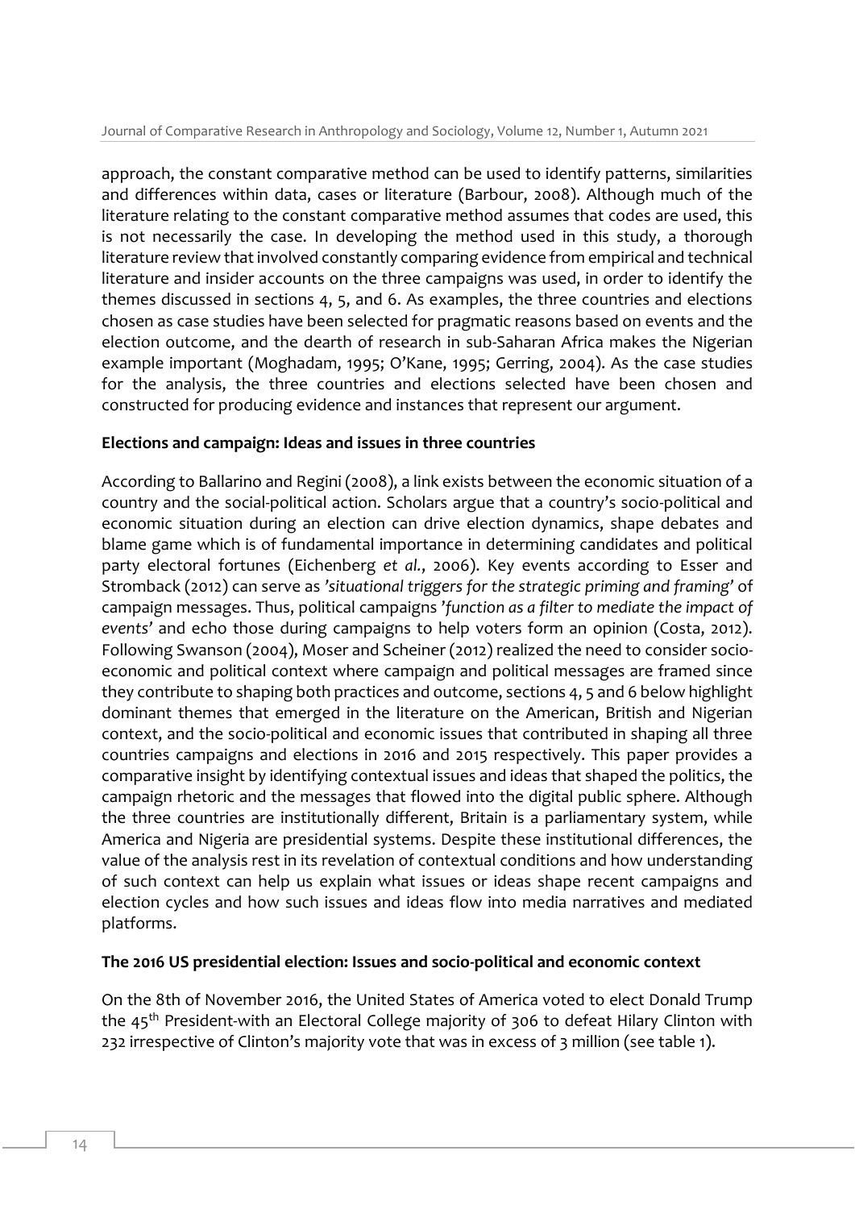approach, the constant comparative method can be used to identify patterns, similarities and differences within data, cases or literature (Barbour, 2008). Although much of the literature relating to the constant comparative method assumes that codes are used, this is not necessarily the case. In developing the method used in this study, a thorough literature review that involved constantly comparing evidence from empirical and technical literature and insider accounts on the three campaigns was used, in order to identify the themes discussed in sections 4, 5, and 6. As examples, the three countries and elections chosen as case studies have been selected for pragmatic reasons based on events and the election outcome, and the dearth of research in sub-Saharan Africa makes the Nigerian example important (Moghadam, 1995; O'Kane, 1995; Gerring, 2004). As the case studies for the analysis, the three countries and elections selected have been chosen and constructed for producing evidence and instances that represent our argument.

**Elections and campaign: Ideas and issues in three countries**

According to Ballarino and Regini (2008), a link exists between the economic situation of a country and the social-political action. Scholars argue that a country's socio-political and economic situation during an election can drive election dynamics, shape debates and blame game which is of fundamental importance in determining candidates and political party electoral fortunes (Eichenberg *et al.*, 2006). Key events according to Esser and Stromback (2012) can serve as *'situational triggers for the strategic priming and framing'* of campaign messages. Thus, political campaigns *'function as a filter to mediate the impact of events'* and echo those during campaigns to help voters form an opinion (Costa, 2012). Following Swanson (2004), Moser and Scheiner (2012) realized the need to consider socio-economic and political context where campaign and political messages are framed since they contribute to shaping both practices and outcome, sections 4, 5 and 6 below highlight dominant themes that emerged in the literature on the American, British and Nigerian context, and the socio-political and economic issues that contributed in shaping all three countries campaigns and elections in 2016 and 2015 respectively. This paper provides a comparative insight by identifying contextual issues and ideas that shaped the politics, the campaign rhetoric and the messages that flowed into the digital public sphere. Although the three countries are institutionally different, Britain is a parliamentary system, while America and Nigeria are presidential systems. Despite these institutional differences, the value of the analysis rest in its revelation of contextual conditions and how understanding of such context can help us explain what issues or ideas shape recent campaigns and election cycles and how such issues and ideas flow into media narratives and mediated platforms.

**The 2016 US presidential election: Issues and socio-political and economic context**

On the 8th of November 2016, the United States of America voted to elect Donald Trump the 45th President-with an Electoral College majority of 306 to defeat Hilary Clinton with 232 irrespective of Clinton's majority vote that was in excess of 3 million (see table 1).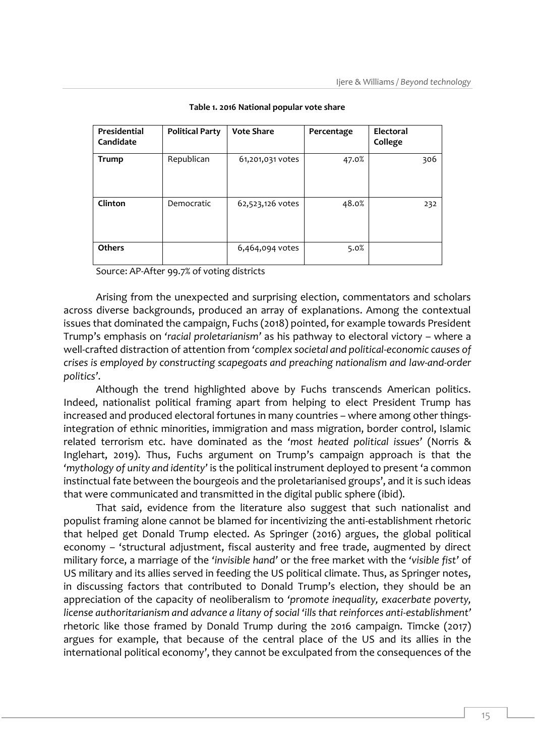**Table 1. 2016 National popular vote share**

| Presidential Candidate | Political Party | Vote Share | Percentage | Electoral College |
|---|---|---|---|---|
| **Trump** | Republican | 61,201,031 votes | 47.0% | 306 |
| **Clinton** | Democratic | 62,523,126 votes | 48.0% | 232 |
| **Others** | | 6,464,094 votes | 5.0% | |

Source: AP-After 99.7% of voting districts

Arising from the unexpected and surprising election, commentators and scholars across diverse backgrounds, produced an array of explanations. Among the contextual issues that dominated the campaign, Fuchs (2018) pointed, for example towards President Trump's emphasis on '*racial proletarianism*' as his pathway to electoral victory – where a well-crafted distraction of attention from '*complex societal and political-economic causes of crises is employed by constructing scapegoats and preaching nationalism and law-and-order politics*'.

Although the trend highlighted above by Fuchs transcends American politics. Indeed, nationalist political framing apart from helping to elect President Trump has increased and produced electoral fortunes in many countries – where among other things-integration of ethnic minorities, immigration and mass migration, border control, Islamic related terrorism etc. have dominated as the '*most heated political issues*' (Norris & Inglehart, 2019). Thus, Fuchs argument on Trump's campaign approach is that the '*mythology of unity and identity*' is the political instrument deployed to present 'a common instinctual fate between the bourgeois and the proletarianised groups', and it is such ideas that were communicated and transmitted in the digital public sphere (ibid).

That said, evidence from the literature also suggest that such nationalist and populist framing alone cannot be blamed for incentivizing the anti-establishment rhetoric that helped get Donald Trump elected. As Springer (2016) argues, the global political economy – 'structural adjustment, fiscal austerity and free trade, augmented by direct military force, a marriage of the '*invisible hand*' or the free market with the '*visible fist*' of US military and its allies served in feeding the US political climate. Thus, as Springer notes, in discussing factors that contributed to Donald Trump's election, they should be an appreciation of the capacity of neoliberalism to '*promote inequality, exacerbate poverty, license authoritarianism and advance a litany of social 'ills that reinforces anti-establishment'* rhetoric like those framed by Donald Trump during the 2016 campaign. Timcke (2017) argues for example, that because of the central place of the US and its allies in the international political economy', they cannot be exculpated from the consequences of the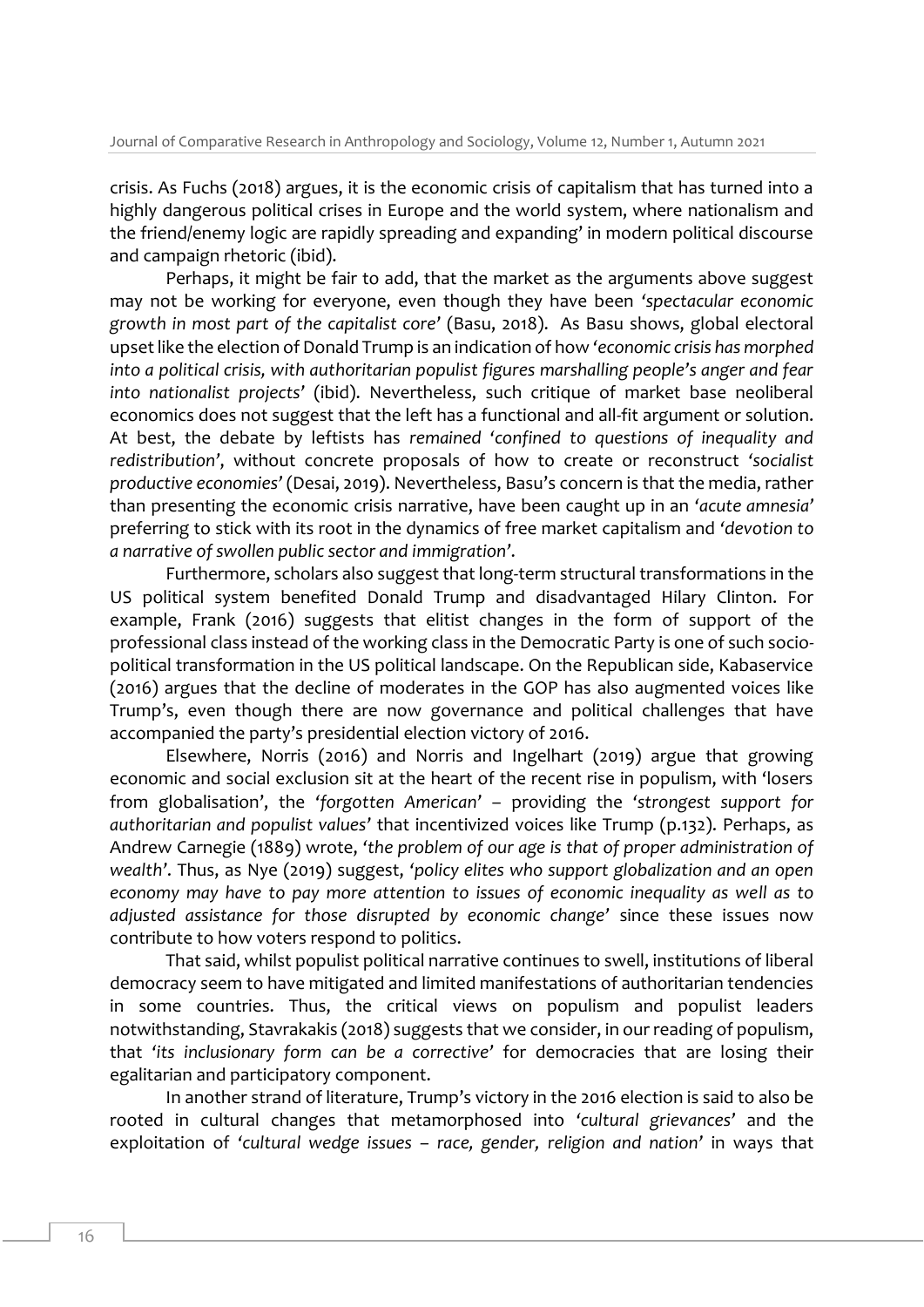crisis. As Fuchs (2018) argues, it is the economic crisis of capitalism that has turned into a highly dangerous political crises in Europe and the world system, where nationalism and the friend/enemy logic are rapidly spreading and expanding' in modern political discourse and campaign rhetoric (ibid).

Perhaps, it might be fair to add, that the market as the arguments above suggest may not be working for everyone, even though they have been '*spectacular economic growth in most part of the capitalist core*' (Basu, 2018). As Basu shows, global electoral upset like the election of Donald Trump is an indication of how '*economic crisis has morphed into a political crisis, with authoritarian populist figures marshalling people's anger and fear into nationalist projects*' (ibid). Nevertheless, such critique of market base neoliberal economics does not suggest that the left has a functional and all-fit argument or solution. At best, the debate by leftists has *remained* '*confined to questions of inequality and redistribution*', without concrete proposals of how to create or reconstruct '*socialist productive economies*' (Desai, 2019). Nevertheless, Basu's concern is that the media, rather than presenting the economic crisis narrative, have been caught up in an '*acute amnesia*' preferring to stick with its root in the dynamics of free market capitalism and '*devotion to a narrative of swollen public sector and immigration*'.

Furthermore, scholars also suggest that long-term structural transformations in the US political system benefited Donald Trump and disadvantaged Hilary Clinton. For example, Frank (2016) suggests that elitist changes in the form of support of the professional class instead of the working class in the Democratic Party is one of such socio-political transformation in the US political landscape. On the Republican side, Kabaservice (2016) argues that the decline of moderates in the GOP has also augmented voices like Trump's, even though there are now governance and political challenges that have accompanied the party's presidential election victory of 2016.

Elsewhere, Norris (2016) and Norris and Ingelhart (2019) argue that growing economic and social exclusion sit at the heart of the recent rise in populism, with 'losers from globalisation', the '*forgotten American*' – providing the '*strongest support for authoritarian and populist values*' that incentivized voices like Trump (p.132). Perhaps, as Andrew Carnegie (1889) wrote, '*the problem of our age is that of proper administration of wealth*'. Thus, as Nye (2019) suggest, '*policy elites who support globalization and an open economy may have to pay more attention to issues of economic inequality as well as to adjusted assistance for those disrupted by economic change*' since these issues now contribute to how voters respond to politics.

That said, whilst populist political narrative continues to swell, institutions of liberal democracy seem to have mitigated and limited manifestations of authoritarian tendencies in some countries. Thus, the critical views on populism and populist leaders notwithstanding, Stavrakakis (2018) suggests that we consider, in our reading of populism, that '*its inclusionary form can be a corrective*' for democracies that are losing their egalitarian and participatory component.

In another strand of literature, Trump's victory in the 2016 election is said to also be rooted in cultural changes that metamorphosed into '*cultural grievances*' and the exploitation of '*cultural wedge issues – race, gender, religion and nation*' in ways that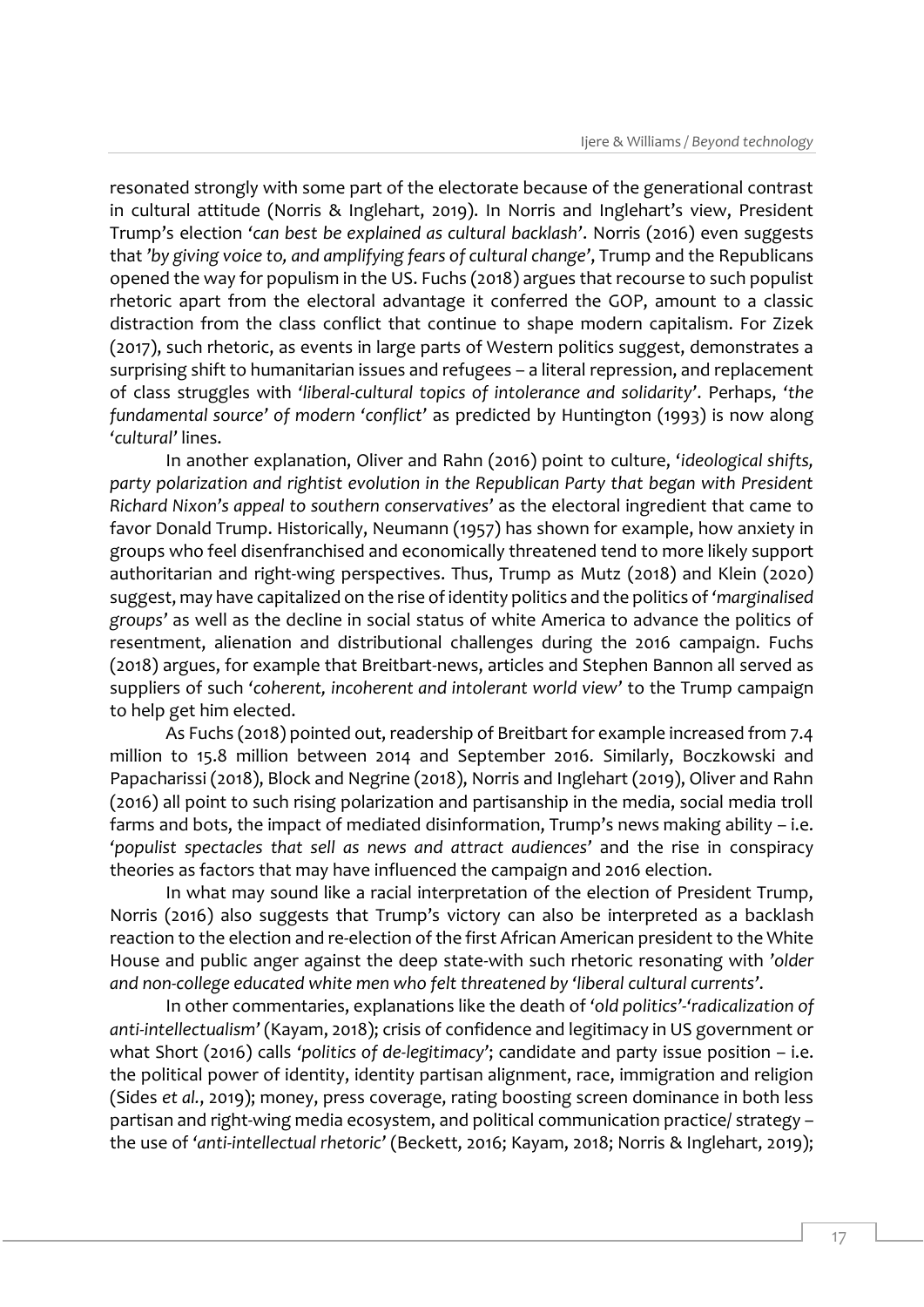resonated strongly with some part of the electorate because of the generational contrast in cultural attitude (Norris & Inglehart, 2019). In Norris and Inglehart's view, President Trump's election *'can best be explained as cultural backlash'*. Norris (2016) even suggests that *'by giving voice to, and amplifying fears of cultural change'*, Trump and the Republicans opened the way for populism in the US. Fuchs (2018) argues that recourse to such populist rhetoric apart from the electoral advantage it conferred the GOP, amount to a classic distraction from the class conflict that continue to shape modern capitalism. For Zizek (2017), such rhetoric, as events in large parts of Western politics suggest, demonstrates a surprising shift to humanitarian issues and refugees – a literal repression, and replacement of class struggles with *'liberal-cultural topics of intolerance and solidarity'*. Perhaps, *'the fundamental source' of modern 'conflict'* as predicted by Huntington (1993) is now along *'cultural'* lines.

In another explanation, Oliver and Rahn (2016) point to culture, *'ideological shifts, party polarization and rightist evolution in the Republican Party that began with President Richard Nixon's appeal to southern conservatives'* as the electoral ingredient that came to favor Donald Trump. Historically, Neumann (1957) has shown for example, how anxiety in groups who feel disenfranchised and economically threatened tend to more likely support authoritarian and right-wing perspectives. Thus, Trump as Mutz (2018) and Klein (2020) suggest, may have capitalized on the rise of identity politics and the politics of *'marginalised groups'* as well as the decline in social status of white America to advance the politics of resentment, alienation and distributional challenges during the 2016 campaign. Fuchs (2018) argues, for example that Breitbart-news, articles and Stephen Bannon all served as suppliers of such *'coherent, incoherent and intolerant world view'* to the Trump campaign to help get him elected.

As Fuchs (2018) pointed out, readership of Breitbart for example increased from 7.4 million to 15.8 million between 2014 and September 2016. Similarly, Boczkowski and Papacharissi (2018), Block and Negrine (2018), Norris and Inglehart (2019), Oliver and Rahn (2016) all point to such rising polarization and partisanship in the media, social media troll farms and bots, the impact of mediated disinformation, Trump's news making ability – i.e. *'populist spectacles that sell as news and attract audiences'* and the rise in conspiracy theories as factors that may have influenced the campaign and 2016 election.

In what may sound like a racial interpretation of the election of President Trump, Norris (2016) also suggests that Trump's victory can also be interpreted as a backlash reaction to the election and re-election of the first African American president to the White House and public anger against the deep state-with such rhetoric resonating with *'older and non-college educated white men who felt threatened by 'liberal cultural currents'*.

In other commentaries, explanations like the death of *'old politics'-'radicalization of anti-intellectualism'* (Kayam, 2018); crisis of confidence and legitimacy in US government or what Short (2016) calls *'politics of de-legitimacy'*; candidate and party issue position – i.e. the political power of identity, identity partisan alignment, race, immigration and religion (Sides *et al.*, 2019); money, press coverage, rating boosting screen dominance in both less partisan and right-wing media ecosystem, and political communication practice/ strategy – the use of *'anti-intellectual rhetoric'* (Beckett, 2016; Kayam, 2018; Norris & Inglehart, 2019);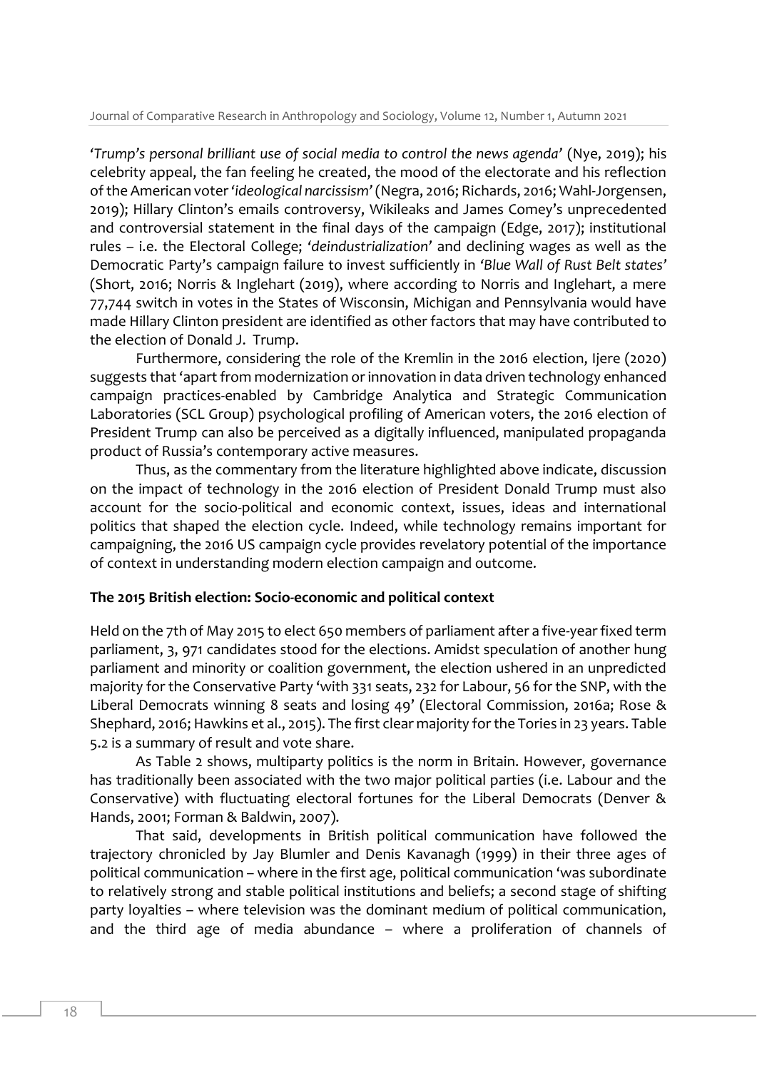*'Trump's personal brilliant use of social media to control the news agenda'* (Nye, 2019); his celebrity appeal, the fan feeling he created, the mood of the electorate and his reflection of the American voter *'ideological narcissism'* (Negra, 2016; Richards, 2016; Wahl-Jorgensen, 2019); Hillary Clinton's emails controversy, Wikileaks and James Comey's unprecedented and controversial statement in the final days of the campaign (Edge, 2017); institutional rules – i.e. the Electoral College; *'deindustrialization'* and declining wages as well as the Democratic Party's campaign failure to invest sufficiently in *'Blue Wall of Rust Belt states'* (Short, 2016; Norris & Inglehart (2019), where according to Norris and Inglehart, a mere 77,744 switch in votes in the States of Wisconsin, Michigan and Pennsylvania would have made Hillary Clinton president are identified as other factors that may have contributed to the election of Donald J. Trump.

Furthermore, considering the role of the Kremlin in the 2016 election, Ijere (2020) suggests that 'apart from modernization or innovation in data driven technology enhanced campaign practices-enabled by Cambridge Analytica and Strategic Communication Laboratories (SCL Group) psychological profiling of American voters, the 2016 election of President Trump can also be perceived as a digitally influenced, manipulated propaganda product of Russia's contemporary active measures.

Thus, as the commentary from the literature highlighted above indicate, discussion on the impact of technology in the 2016 election of President Donald Trump must also account for the socio-political and economic context, issues, ideas and international politics that shaped the election cycle. Indeed, while technology remains important for campaigning, the 2016 US campaign cycle provides revelatory potential of the importance of context in understanding modern election campaign and outcome.

**The 2015 British election: Socio-economic and political context**

Held on the 7th of May 2015 to elect 650 members of parliament after a five-year fixed term parliament, 3, 971 candidates stood for the elections. Amidst speculation of another hung parliament and minority or coalition government, the election ushered in an unpredicted majority for the Conservative Party 'with 331 seats, 232 for Labour, 56 for the SNP, with the Liberal Democrats winning 8 seats and losing 49' (Electoral Commission, 2016a; Rose & Shephard, 2016; Hawkins et al., 2015). The first clear majority for the Tories in 23 years. Table 5.2 is a summary of result and vote share.

As Table 2 shows, multiparty politics is the norm in Britain. However, governance has traditionally been associated with the two major political parties (i.e. Labour and the Conservative) with fluctuating electoral fortunes for the Liberal Democrats (Denver & Hands, 2001; Forman & Baldwin, 2007).

That said, developments in British political communication have followed the trajectory chronicled by Jay Blumler and Denis Kavanagh (1999) in their three ages of political communication – where in the first age, political communication 'was subordinate to relatively strong and stable political institutions and beliefs; a second stage of shifting party loyalties – where television was the dominant medium of political communication, and the third age of media abundance – where a proliferation of channels of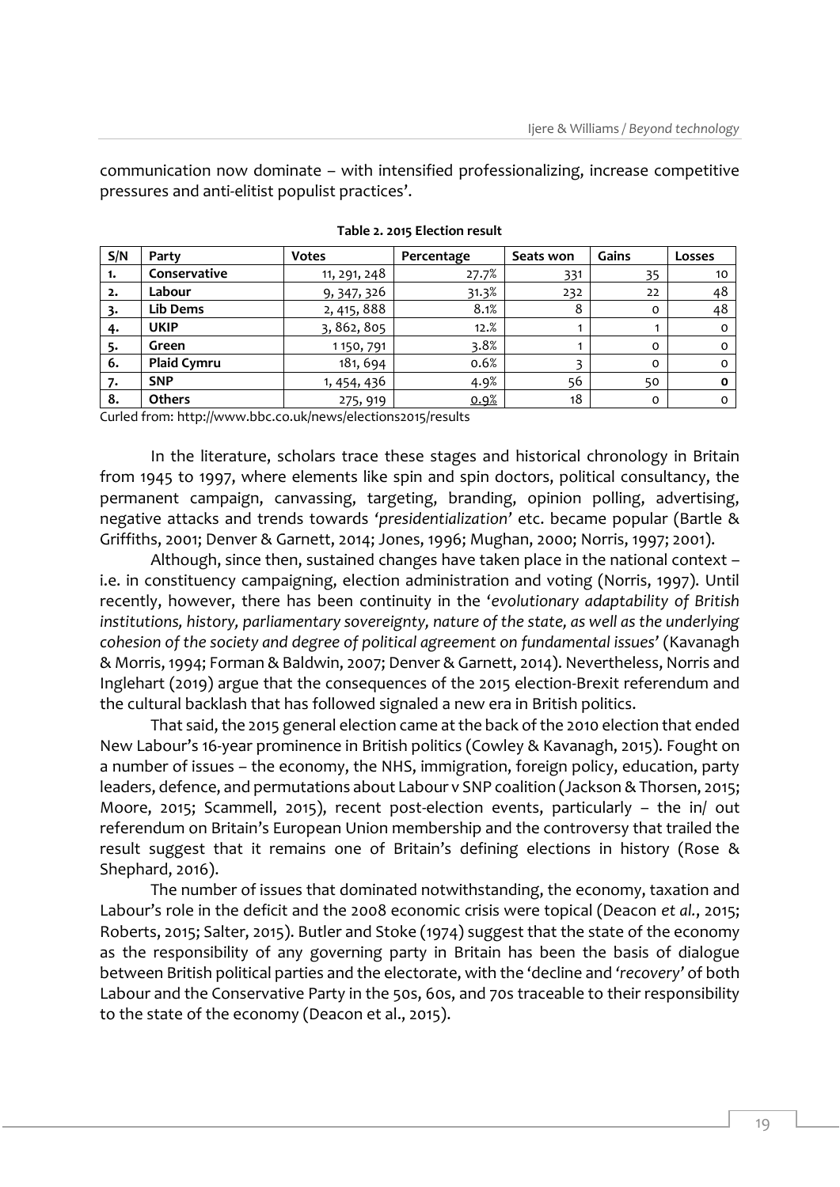communication now dominate – with intensified professionalizing, increase competitive pressures and anti-elitist populist practices'.

**Table 2. 2015 Election result**

| S/N | Party | Votes | Percentage | Seats won | Gains | Losses |
|---|---|---|---|---|---|---|
| 1. | **Conservative** | 11, 291, 248 | 27.7% | 331 | 35 | 10 |
| 2. | **Labour** | 9, 347, 326 | 31.3% | 232 | 22 | 48 |
| 3. | **Lib Dems** | 2, 415, 888 | 8.1% | 8 | 0 | 48 |
| 4. | **UKIP** | 3, 862, 805 | 12.% | 1 | 1 | 0 |
| 5. | **Green** | 1 150, 791 | 3.8% | 1 | 0 | 0 |
| 6. | **Plaid Cymru** | 181, 694 | 0.6% | 3 | 0 | 0 |
| 7. | **SNP** | 1, 454, 436 | 4.9% | 56 | 50 | **0** |
| 8. | **Others** | 275, 919 | 0.9% | 18 | 0 | 0 |

Curled from: http://www.bbc.co.uk/news/elections2015/results

In the literature, scholars trace these stages and historical chronology in Britain from 1945 to 1997, where elements like spin and spin doctors, political consultancy, the permanent campaign, canvassing, targeting, branding, opinion polling, advertising, negative attacks and trends towards *'presidentialization'* etc. became popular (Bartle & Griffiths, 2001; Denver & Garnett, 2014; Jones, 1996; Mughan, 2000; Norris, 1997; 2001).

Although, since then, sustained changes have taken place in the national context – i.e. in constituency campaigning, election administration and voting (Norris, 1997). Until recently, however, there has been continuity in the '*evolutionary adaptability of British institutions, history, parliamentary sovereignty, nature of the state, as well as the underlying cohesion of the society and degree of political agreement on fundamental issues*' (Kavanagh & Morris, 1994; Forman & Baldwin, 2007; Denver & Garnett, 2014). Nevertheless, Norris and Inglehart (2019) argue that the consequences of the 2015 election-Brexit referendum and the cultural backlash that has followed signaled a new era in British politics.

That said, the 2015 general election came at the back of the 2010 election that ended New Labour's 16-year prominence in British politics (Cowley & Kavanagh, 2015). Fought on a number of issues – the economy, the NHS, immigration, foreign policy, education, party leaders, defence, and permutations about Labour v SNP coalition (Jackson & Thorsen, 2015; Moore, 2015; Scammell, 2015), recent post-election events, particularly – the in/ out referendum on Britain's European Union membership and the controversy that trailed the result suggest that it remains one of Britain's defining elections in history (Rose & Shephard, 2016).

The number of issues that dominated notwithstanding, the economy, taxation and Labour's role in the deficit and the 2008 economic crisis were topical (Deacon *et al.*, 2015; Roberts, 2015; Salter, 2015). Butler and Stoke (1974) suggest that the state of the economy as the responsibility of any governing party in Britain has been the basis of dialogue between British political parties and the electorate, with the 'decline and '*recovery*' of both Labour and the Conservative Party in the 50s, 60s, and 70s traceable to their responsibility to the state of the economy (Deacon et al., 2015).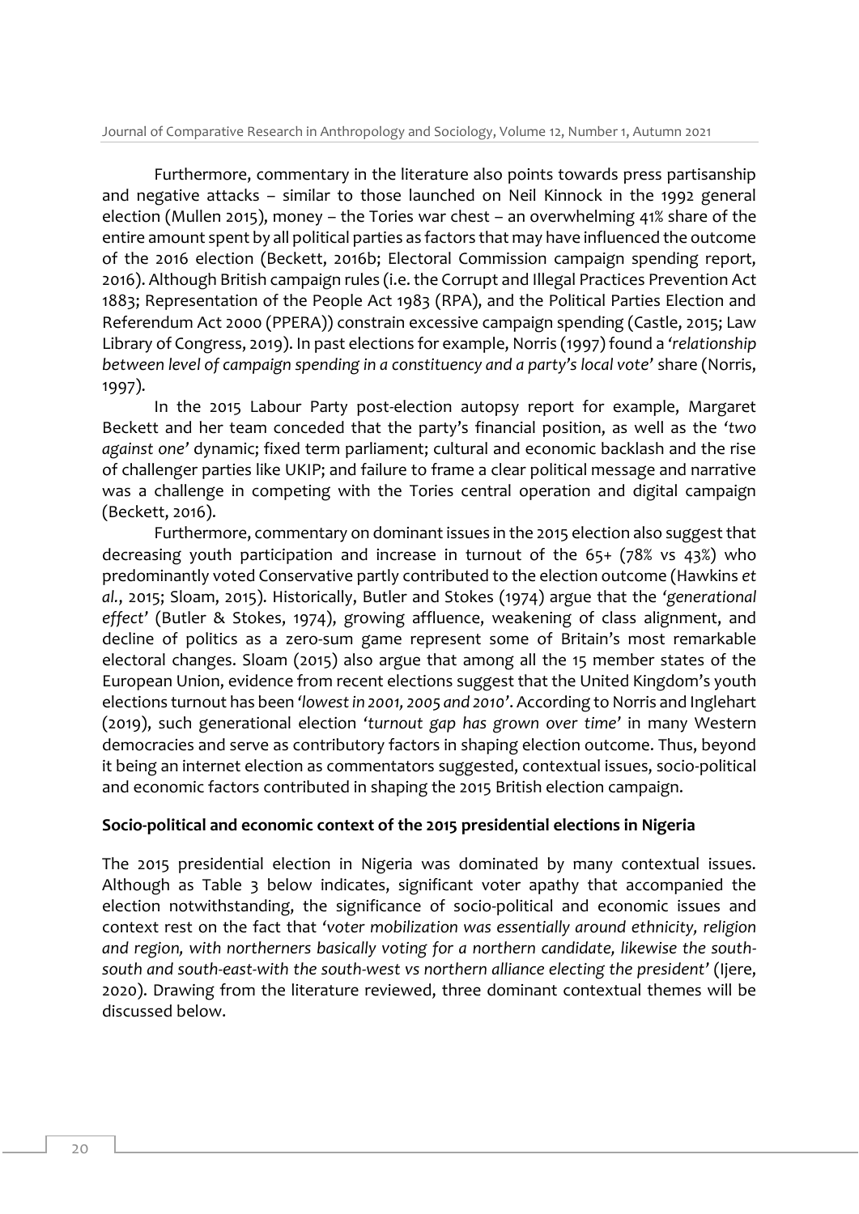Furthermore, commentary in the literature also points towards press partisanship and negative attacks – similar to those launched on Neil Kinnock in the 1992 general election (Mullen 2015), money – the Tories war chest – an overwhelming 41% share of the entire amount spent by all political parties as factors that may have influenced the outcome of the 2016 election (Beckett, 2016b; Electoral Commission campaign spending report, 2016). Although British campaign rules (i.e. the Corrupt and Illegal Practices Prevention Act 1883; Representation of the People Act 1983 (RPA), and the Political Parties Election and Referendum Act 2000 (PPERA)) constrain excessive campaign spending (Castle, 2015; Law Library of Congress, 2019). In past elections for example, Norris (1997) found a *'relationship between level of campaign spending in a constituency and a party's local vote'* share (Norris, 1997).

In the 2015 Labour Party post-election autopsy report for example, Margaret Beckett and her team conceded that the party's financial position, as well as the *'two against one'* dynamic; fixed term parliament; cultural and economic backlash and the rise of challenger parties like UKIP; and failure to frame a clear political message and narrative was a challenge in competing with the Tories central operation and digital campaign (Beckett, 2016).

Furthermore, commentary on dominant issues in the 2015 election also suggest that decreasing youth participation and increase in turnout of the 65+ (78% vs 43%) who predominantly voted Conservative partly contributed to the election outcome (Hawkins *et al.*, 2015; Sloam, 2015). Historically, Butler and Stokes (1974) argue that the *'generational effect'* (Butler & Stokes, 1974), growing affluence, weakening of class alignment, and decline of politics as a zero-sum game represent some of Britain's most remarkable electoral changes. Sloam (2015) also argue that among all the 15 member states of the European Union, evidence from recent elections suggest that the United Kingdom's youth elections turnout has been *'lowest in 2001, 2005 and 2010'*. According to Norris and Inglehart (2019), such generational election *'turnout gap has grown over time'* in many Western democracies and serve as contributory factors in shaping election outcome. Thus, beyond it being an internet election as commentators suggested, contextual issues, socio-political and economic factors contributed in shaping the 2015 British election campaign.

**Socio-political and economic context of the 2015 presidential elections in Nigeria**

The 2015 presidential election in Nigeria was dominated by many contextual issues. Although as Table 3 below indicates, significant voter apathy that accompanied the election notwithstanding, the significance of socio-political and economic issues and context rest on the fact that *'voter mobilization was essentially around ethnicity, religion and region, with northerners basically voting for a northern candidate, likewise the south-south and south-east-with the south-west vs northern alliance electing the president'* (Ijere, 2020). Drawing from the literature reviewed, three dominant contextual themes will be discussed below.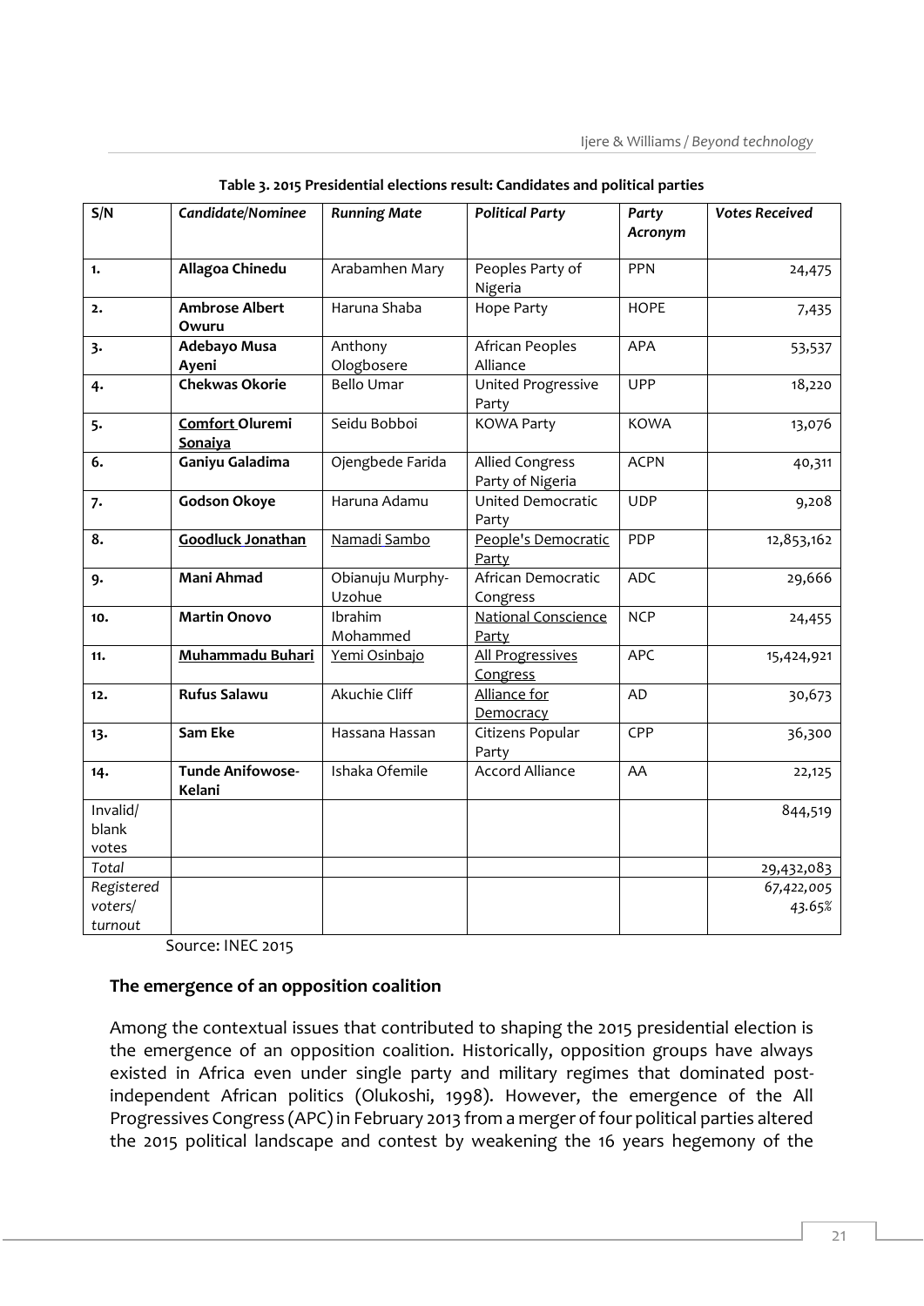**Table 3. 2015 Presidential elections result: Candidates and political parties**

| S/N | *Candidate/Nominee* | *Running Mate* | *Political Party* | *Party Acronym* | *Votes Received* |
|---|---|---|---|---|---|
| **1.** | **Allagoa Chinedu** | Arabamhen Mary | Peoples Party of Nigeria | PPN | 24,475 |
| **2.** | **Ambrose Albert Owuru** | Haruna Shaba | Hope Party | HOPE | 7,435 |
| **3.** | **Adebayo Musa Ayeni** | Anthony Ologbosere | African Peoples Alliance | APA | 53,537 |
| **4.** | **Chekwas Okorie** | Bello Umar | United Progressive Party | UPP | 18,220 |
| **5.** | **Comfort Oluremi Sonaiya** | Seidu Bobboi | KOWA Party | KOWA | 13,076 |
| **6.** | **Ganiyu Galadima** | Ojengbede Farida | Allied Congress Party of Nigeria | ACPN | 40,311 |
| **7.** | **Godson Okoye** | Haruna Adamu | United Democratic Party | UDP | 9,208 |
| **8.** | **Goodluck Jonathan** | Namadi Sambo | People's Democratic Party | PDP | 12,853,162 |
| **9.** | **Mani Ahmad** | Obianuju Murphy-Uzohue | African Democratic Congress | ADC | 29,666 |
| **10.** | **Martin Onovo** | Ibrahim Mohammed | National Conscience Party | NCP | 24,455 |
| **11.** | **Muhammadu Buhari** | Yemi Osinbajo | All Progressives Congress | APC | 15,424,921 |
| **12.** | **Rufus Salawu** | Akuchie Cliff | Alliance for Democracy | AD | 30,673 |
| **13.** | **Sam Eke** | Hassana Hassan | Citizens Popular Party | CPP | 36,300 |
| **14.** | **Tunde Anifowose-Kelani** | Ishaka Ofemile | Accord Alliance | AA | 22,125 |
| Invalid/ blank votes | | | | | 844,519 |
| *Total* | | | | | 29,432,083 |
| *Registered voters/ turnout* | | | | | 67,422,005 43.65% |

Source: INEC 2015

### The emergence of an opposition coalition

Among the contextual issues that contributed to shaping the 2015 presidential election is the emergence of an opposition coalition. Historically, opposition groups have always existed in Africa even under single party and military regimes that dominated post-independent African politics (Olukoshi, 1998). However, the emergence of the All Progressives Congress (APC) in February 2013 from a merger of four political parties altered the 2015 political landscape and contest by weakening the 16 years hegemony of the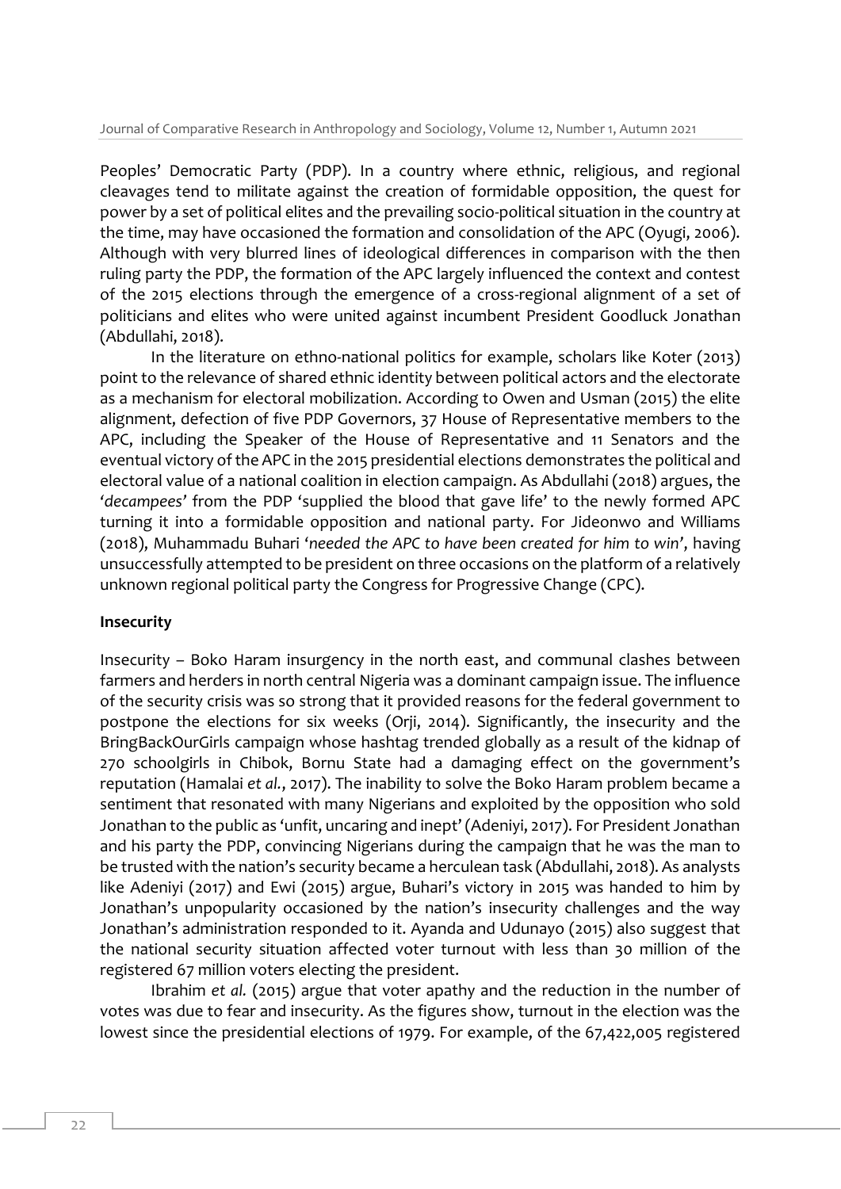Peoples' Democratic Party (PDP). In a country where ethnic, religious, and regional cleavages tend to militate against the creation of formidable opposition, the quest for power by a set of political elites and the prevailing socio-political situation in the country at the time, may have occasioned the formation and consolidation of the APC (Oyugi, 2006). Although with very blurred lines of ideological differences in comparison with the then ruling party the PDP, the formation of the APC largely influenced the context and contest of the 2015 elections through the emergence of a cross-regional alignment of a set of politicians and elites who were united against incumbent President Goodluck Jonathan (Abdullahi, 2018).

In the literature on ethno-national politics for example, scholars like Koter (2013) point to the relevance of shared ethnic identity between political actors and the electorate as a mechanism for electoral mobilization. According to Owen and Usman (2015) the elite alignment, defection of five PDP Governors, 37 House of Representative members to the APC, including the Speaker of the House of Representative and 11 Senators and the eventual victory of the APC in the 2015 presidential elections demonstrates the political and electoral value of a national coalition in election campaign. As Abdullahi (2018) argues, the '*decampees*' from the PDP 'supplied the blood that gave life' to the newly formed APC turning it into a formidable opposition and national party. For Jideonwo and Williams (2018), Muhammadu Buhari '*needed the APC to have been created for him to win*', having unsuccessfully attempted to be president on three occasions on the platform of a relatively unknown regional political party the Congress for Progressive Change (CPC).

**Insecurity**

Insecurity – Boko Haram insurgency in the north east, and communal clashes between farmers and herders in north central Nigeria was a dominant campaign issue. The influence of the security crisis was so strong that it provided reasons for the federal government to postpone the elections for six weeks (Orji, 2014). Significantly, the insecurity and the BringBackOurGirls campaign whose hashtag trended globally as a result of the kidnap of 270 schoolgirls in Chibok, Bornu State had a damaging effect on the government's reputation (Hamalai *et al.*, 2017). The inability to solve the Boko Haram problem became a sentiment that resonated with many Nigerians and exploited by the opposition who sold Jonathan to the public as 'unfit, uncaring and inept' (Adeniyi, 2017). For President Jonathan and his party the PDP, convincing Nigerians during the campaign that he was the man to be trusted with the nation's security became a herculean task (Abdullahi, 2018). As analysts like Adeniyi (2017) and Ewi (2015) argue, Buhari's victory in 2015 was handed to him by Jonathan's unpopularity occasioned by the nation's insecurity challenges and the way Jonathan's administration responded to it. Ayanda and Udunayo (2015) also suggest that the national security situation affected voter turnout with less than 30 million of the registered 67 million voters electing the president.

Ibrahim *et al.* (2015) argue that voter apathy and the reduction in the number of votes was due to fear and insecurity. As the figures show, turnout in the election was the lowest since the presidential elections of 1979. For example, of the 67,422,005 registered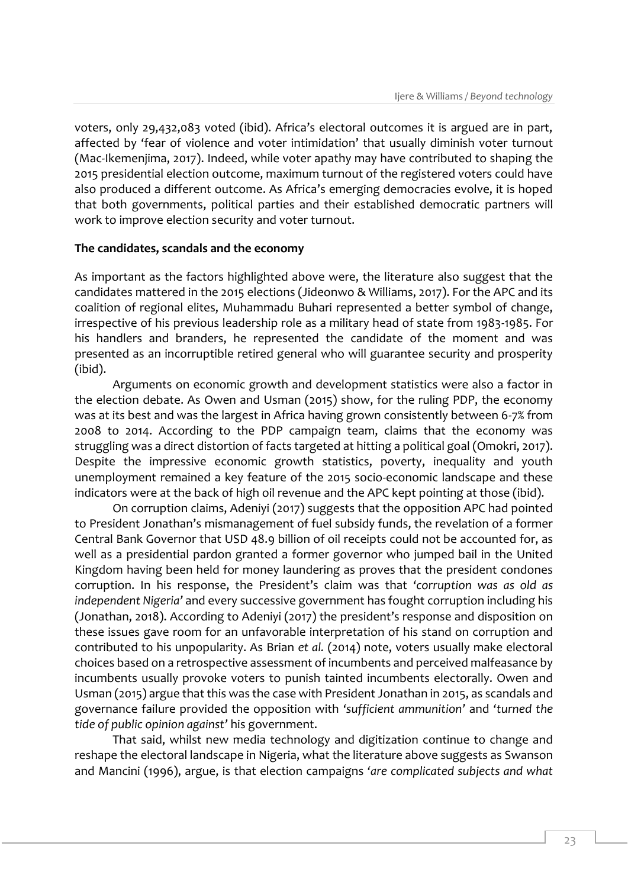voters, only 29,432,083 voted (ibid). Africa's electoral outcomes it is argued are in part, affected by 'fear of violence and voter intimidation' that usually diminish voter turnout (Mac-Ikemenjima, 2017). Indeed, while voter apathy may have contributed to shaping the 2015 presidential election outcome, maximum turnout of the registered voters could have also produced a different outcome. As Africa's emerging democracies evolve, it is hoped that both governments, political parties and their established democratic partners will work to improve election security and voter turnout.

**The candidates, scandals and the economy**

As important as the factors highlighted above were, the literature also suggest that the candidates mattered in the 2015 elections (Jideonwo & Williams, 2017). For the APC and its coalition of regional elites, Muhammadu Buhari represented a better symbol of change, irrespective of his previous leadership role as a military head of state from 1983-1985. For his handlers and branders, he represented the candidate of the moment and was presented as an incorruptible retired general who will guarantee security and prosperity (ibid).

Arguments on economic growth and development statistics were also a factor in the election debate. As Owen and Usman (2015) show, for the ruling PDP, the economy was at its best and was the largest in Africa having grown consistently between 6-7% from 2008 to 2014. According to the PDP campaign team, claims that the economy was struggling was a direct distortion of facts targeted at hitting a political goal (Omokri, 2017). Despite the impressive economic growth statistics, poverty, inequality and youth unemployment remained a key feature of the 2015 socio-economic landscape and these indicators were at the back of high oil revenue and the APC kept pointing at those (ibid).

On corruption claims, Adeniyi (2017) suggests that the opposition APC had pointed to President Jonathan's mismanagement of fuel subsidy funds, the revelation of a former Central Bank Governor that USD 48.9 billion of oil receipts could not be accounted for, as well as a presidential pardon granted a former governor who jumped bail in the United Kingdom having been held for money laundering as proves that the president condones corruption. In his response, the President's claim was that *'corruption was as old as independent Nigeria'* and every successive government has fought corruption including his (Jonathan, 2018). According to Adeniyi (2017) the president's response and disposition on these issues gave room for an unfavorable interpretation of his stand on corruption and contributed to his unpopularity. As Brian *et al.* (2014) note, voters usually make electoral choices based on a retrospective assessment of incumbents and perceived malfeasance by incumbents usually provoke voters to punish tainted incumbents electorally. Owen and Usman (2015) argue that this was the case with President Jonathan in 2015, as scandals and governance failure provided the opposition with *'sufficient ammunition'* and *'turned the tide of public opinion against'* his government.

That said, whilst new media technology and digitization continue to change and reshape the electoral landscape in Nigeria, what the literature above suggests as Swanson and Mancini (1996), argue, is that election campaigns *'are complicated subjects and what*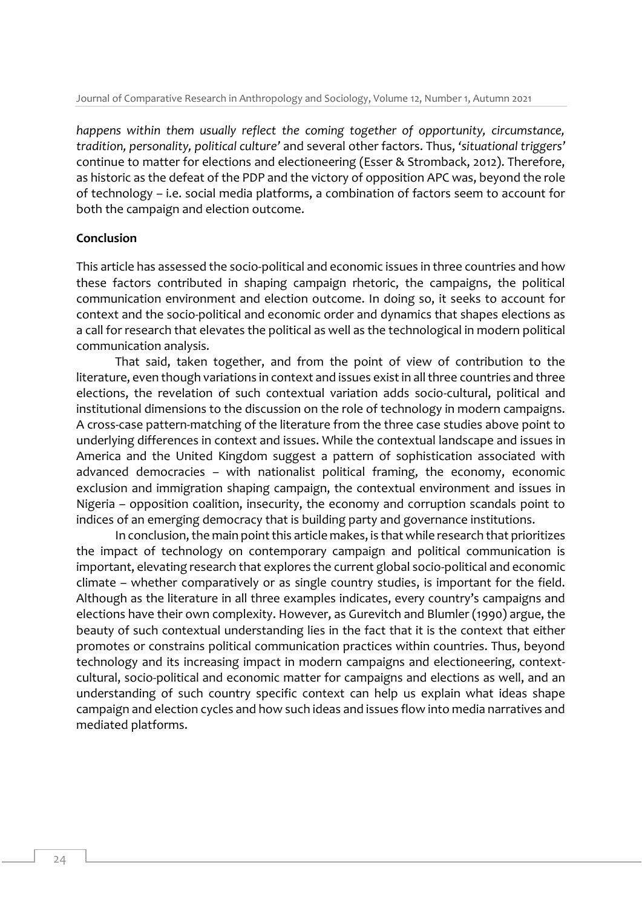*happens within them usually reflect the coming together of opportunity, circumstance, tradition, personality, political culture'* and several other factors. Thus, *'situational triggers'* continue to matter for elections and electioneering (Esser & Stromback, 2012). Therefore, as historic as the defeat of the PDP and the victory of opposition APC was, beyond the role of technology – i.e. social media platforms, a combination of factors seem to account for both the campaign and election outcome.

**Conclusion**

This article has assessed the socio-political and economic issues in three countries and how these factors contributed in shaping campaign rhetoric, the campaigns, the political communication environment and election outcome. In doing so, it seeks to account for context and the socio-political and economic order and dynamics that shapes elections as a call for research that elevates the political as well as the technological in modern political communication analysis.

That said, taken together, and from the point of view of contribution to the literature, even though variations in context and issues exist in all three countries and three elections, the revelation of such contextual variation adds socio-cultural, political and institutional dimensions to the discussion on the role of technology in modern campaigns. A cross-case pattern-matching of the literature from the three case studies above point to underlying differences in context and issues. While the contextual landscape and issues in America and the United Kingdom suggest a pattern of sophistication associated with advanced democracies – with nationalist political framing, the economy, economic exclusion and immigration shaping campaign, the contextual environment and issues in Nigeria – opposition coalition, insecurity, the economy and corruption scandals point to indices of an emerging democracy that is building party and governance institutions.

In conclusion, the main point this article makes, is that while research that prioritizes the impact of technology on contemporary campaign and political communication is important, elevating research that explores the current global socio-political and economic climate – whether comparatively or as single country studies, is important for the field. Although as the literature in all three examples indicates, every country's campaigns and elections have their own complexity. However, as Gurevitch and Blumler (1990) argue, the beauty of such contextual understanding lies in the fact that it is the context that either promotes or constrains political communication practices within countries. Thus, beyond technology and its increasing impact in modern campaigns and electioneering, context-cultural, socio-political and economic matter for campaigns and elections as well, and an understanding of such country specific context can help us explain what ideas shape campaign and election cycles and how such ideas and issues flow into media narratives and mediated platforms.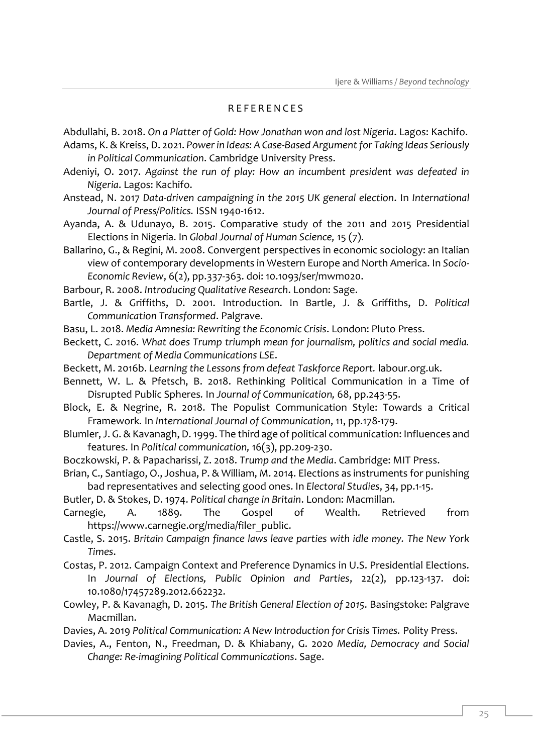## REFERENCES

Abdullahi, B. 2018. *On a Platter of Gold: How Jonathan won and lost Nigeria*. Lagos: Kachifo.

Adams, K. & Kreiss, D. 2021. *Power in Ideas: A Case-Based Argument for Taking Ideas Seriously in Political Communication*. Cambridge University Press.

Adeniyi, O. 2017. *Against the run of play: How an incumbent president was defeated in Nigeria*. Lagos: Kachifo.

Anstead, N. 2017 *Data-driven campaigning in the 2015 UK general election*. In *International Journal of Press/Politics.* ISSN 1940-1612.

Ayanda, A. & Udunayo, B. 2015. Comparative study of the 2011 and 2015 Presidential Elections in Nigeria. In *Global Journal of Human Science,* 15 (7).

Ballarino, G., & Regini, M. 2008. Convergent perspectives in economic sociology: an Italian view of contemporary developments in Western Europe and North America. In *Socio-Economic Review*, 6(2), pp.337-363. doi: 10.1093/ser/mwm020.

Barbour, R. 2008. *Introducing Qualitative Research*. London: Sage.

Bartle, J. & Griffiths, D. 2001. Introduction. In Bartle, J. & Griffiths, D. *Political Communication Transformed*. Palgrave.

Basu, L. 2018. *Media Amnesia: Rewriting the Economic Crisis*. London: Pluto Press.

Beckett, C. 2016. *What does Trump triumph mean for journalism, politics and social media. Department of Media Communications LSE.*

Beckett, M. 2016b. *Learning the Lessons from defeat Taskforce Report.* labour.org.uk.

Bennett, W. L. & Pfetsch, B. 2018. Rethinking Political Communication in a Time of Disrupted Public Spheres. In *Journal of Communication,* 68, pp.243-55.

Block, E. & Negrine, R. 2018. The Populist Communication Style: Towards a Critical Framework. In *International Journal of Communication*, 11, pp.178-179.

Blumler, J. G. & Kavanagh, D. 1999. The third age of political communication: Influences and features. In *Political communication,* 16(3), pp.209-230.

Boczkowski, P. & Papacharissi, Z. 2018. *Trump and the Media*. Cambridge: MIT Press.

Brian, C., Santiago, O., Joshua, P. & William, M. 2014. Elections as instruments for punishing bad representatives and selecting good ones. In *Electoral Studies*, 34, pp.1-15.

Butler, D. & Stokes, D. 1974. *Political change in Britain*. London: Macmillan.

Carnegie, A. 1889. The Gospel of Wealth. Retrieved from https://www.carnegie.org/media/filer_public.

Castle, S. 2015. *Britain Campaign finance laws leave parties with idle money. The New York Times*.

Costas, P. 2012. Campaign Context and Preference Dynamics in U.S. Presidential Elections. In *Journal of Elections, Public Opinion and Parties*, 22(2), pp.123-137. doi: 10.1080/17457289.2012.662232.

Cowley, P. & Kavanagh, D. 2015. *The British General Election of 2015*. Basingstoke: Palgrave Macmillan.

Davies, A. 2019 *Political Communication: A New Introduction for Crisis Times.* Polity Press.

Davies, A., Fenton, N., Freedman, D. & Khiabany, G. 2020 *Media, Democracy and Social Change: Re-imagining Political Communications*. Sage.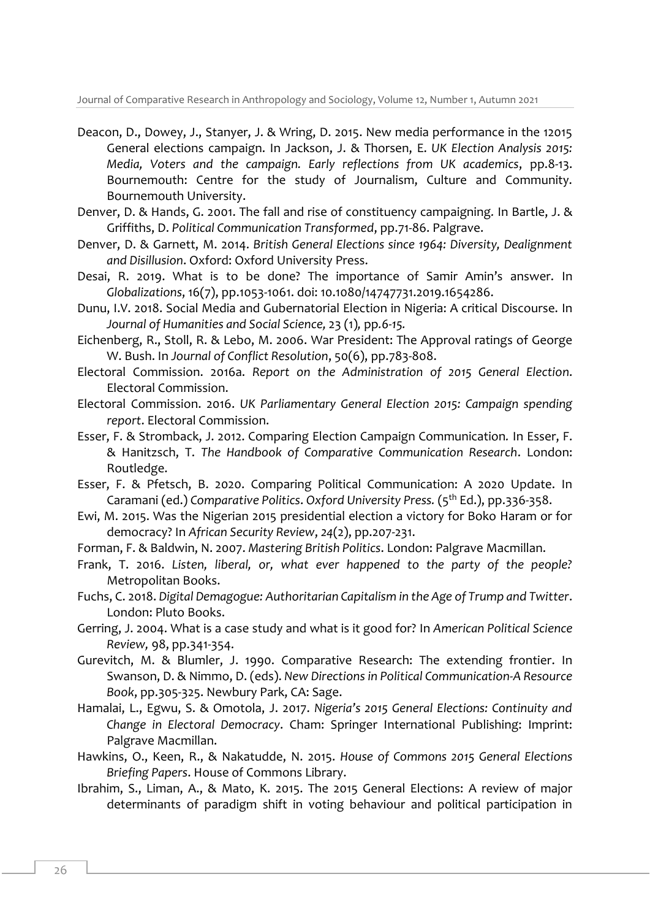Deacon, D., Dowey, J., Stanyer, J. & Wring, D. 2015. New media performance in the 12015 General elections campaign. In Jackson, J. & Thorsen, E. *UK Election Analysis 2015: Media, Voters and the campaign. Early reflections from UK academics*, pp.8-13. Bournemouth: Centre for the study of Journalism, Culture and Community. Bournemouth University.

Denver, D. & Hands, G. 2001. The fall and rise of constituency campaigning. In Bartle, J. & Griffiths, D. *Political Communication Transformed*, pp.71-86. Palgrave.

Denver, D. & Garnett, M. 2014. *British General Elections since 1964: Diversity, Dealignment and Disillusion*. Oxford: Oxford University Press.

Desai, R. 2019. What is to be done? The importance of Samir Amin's answer. In *Globalizations*, 16(7), pp.1053-1061. doi: 10.1080/14747731.2019.1654286.

Dunu, I.V. 2018. Social Media and Gubernatorial Election in Nigeria: A critical Discourse. In *Journal of Humanities and Social Science, 23 (1), pp.6-15.*

Eichenberg, R., Stoll, R. & Lebo, M. 2006. War President: The Approval ratings of George W. Bush. In *Journal of Conflict Resolution*, 50(6), pp.783-808.

Electoral Commission. 2016a. *Report on the Administration of 2015 General Election*. Electoral Commission.

Electoral Commission. 2016. *UK Parliamentary General Election 2015: Campaign spending report*. Electoral Commission.

Esser, F. & Stromback, J. 2012. Comparing Election Campaign Communication. In Esser, F. & Hanitzsch, T. *The Handbook of Comparative Communication Research*. London: Routledge.

Esser, F. & Pfetsch, B. 2020. Comparing Political Communication: A 2020 Update. In Caramani (ed.) *Comparative Politics*. *Oxford University Press.* (5th Ed.), pp.336-358.

Ewi, M. 2015. Was the Nigerian 2015 presidential election a victory for Boko Haram or for democracy? In *African Security Review*, *24*(2), pp.207-231.

Forman, F. & Baldwin, N. 2007. *Mastering British Politics*. London: Palgrave Macmillan.

Frank, T. 2016. *Listen, liberal, or, what ever happened to the party of the people?* Metropolitan Books.

Fuchs, C. 2018. *Digital Demagogue: Authoritarian Capitalism in the Age of Trump and Twitter*. London: Pluto Books.

Gerring, J. 2004. What is a case study and what is it good for? In *American Political Science Review,* 98, pp.341-354.

Gurevitch, M. & Blumler, J. 1990. Comparative Research: The extending frontier. In Swanson, D. & Nimmo, D. (eds). *New Directions in Political Communication-A Resource Book*, pp.305-325. Newbury Park, CA: Sage.

Hamalai, L., Egwu, S. & Omotola, J. 2017. *Nigeria's 2015 General Elections: Continuity and Change in Electoral Democracy*. Cham: Springer International Publishing: Imprint: Palgrave Macmillan.

Hawkins, O., Keen, R., & Nakatudde, N. 2015. *House of Commons 2015 General Elections Briefing Papers*. House of Commons Library.

Ibrahim, S., Liman, A., & Mato, K. 2015. The 2015 General Elections: A review of major determinants of paradigm shift in voting behaviour and political participation in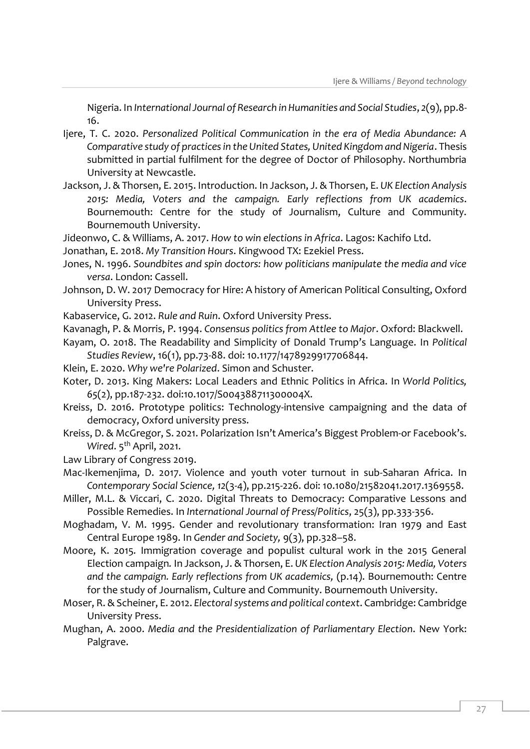Nigeria. In *International Journal of Research in Humanities and Social Studies*, 2(9), pp.8-16.

Ijere, T. C. 2020. *Personalized Political Communication in the era of Media Abundance: A Comparative study of practices in the United States, United Kingdom and Nigeria*. Thesis submitted in partial fulfilment for the degree of Doctor of Philosophy. Northumbria University at Newcastle.

Jackson, J. & Thorsen, E. 2015. Introduction. In Jackson, J. & Thorsen, E. *UK Election Analysis 2015: Media, Voters and the campaign. Early reflections from UK academics*. Bournemouth: Centre for the study of Journalism, Culture and Community. Bournemouth University.

Jideonwo, C. & Williams, A. 2017. *How to win elections in Africa*. Lagos: Kachifo Ltd.

Jonathan, E. 2018. *My Transition Hours*. Kingwood TX: Ezekiel Press.

Jones, N. 1996. *Soundbites and spin doctors: how politicians manipulate the media and vice versa*. London: Cassell.

Johnson, D. W. 2017 Democracy for Hire: A history of American Political Consulting, Oxford University Press.

Kabaservice, G. 2012. *Rule and Ruin*. Oxford University Press.

Kavanagh, P. & Morris, P. 1994. *Consensus politics from Attlee to Major*. Oxford: Blackwell.

Kayam, O. 2018. The Readability and Simplicity of Donald Trump's Language. In *Political Studies Review*, 16(1), pp.73-88. doi: 10.1177/1478929917706844.

Klein, E. 2020. *Why we're Polarized*. Simon and Schuster.

Koter, D. 2013. King Makers: Local Leaders and Ethnic Politics in Africa. In *World Politics,* 65(2), pp.187-232. doi:10.1017/S004388711300004X.

Kreiss, D. 2016. Prototype politics: Technology-intensive campaigning and the data of democracy, Oxford university press.

Kreiss, D. & McGregor, S. 2021. Polarization Isn't America's Biggest Problem-or Facebook's. *Wired*. 5th April, 2021.

Law Library of Congress 2019.

Mac-Ikemenjima, D. 2017. Violence and youth voter turnout in sub-Saharan Africa. In *Contemporary Social Science, 12*(3-4), pp.215-226. doi: 10.1080/21582041.2017.1369558.

Miller, M.L. & Viccari, C. 2020. Digital Threats to Democracy: Comparative Lessons and Possible Remedies. In *International Journal of Press/Politics*, 25(3), pp.333-356.

Moghadam, V. M. 1995. Gender and revolutionary transformation: Iran 1979 and East Central Europe 1989. In *Gender and Society,* 9(3), pp.328–58.

Moore, K. 2015. Immigration coverage and populist cultural work in the 2015 General Election campaign. In Jackson, J. & Thorsen, E. *UK Election Analysis 2015: Media, Voters and the campaign. Early reflections from UK academics,* (p.14). Bournemouth: Centre for the study of Journalism, Culture and Community. Bournemouth University.

Moser, R. & Scheiner, E. 2012. *Electoral systems and political context*. Cambridge: Cambridge University Press.

Mughan, A. 2000. *Media and the Presidentialization of Parliamentary Election*. New York: Palgrave.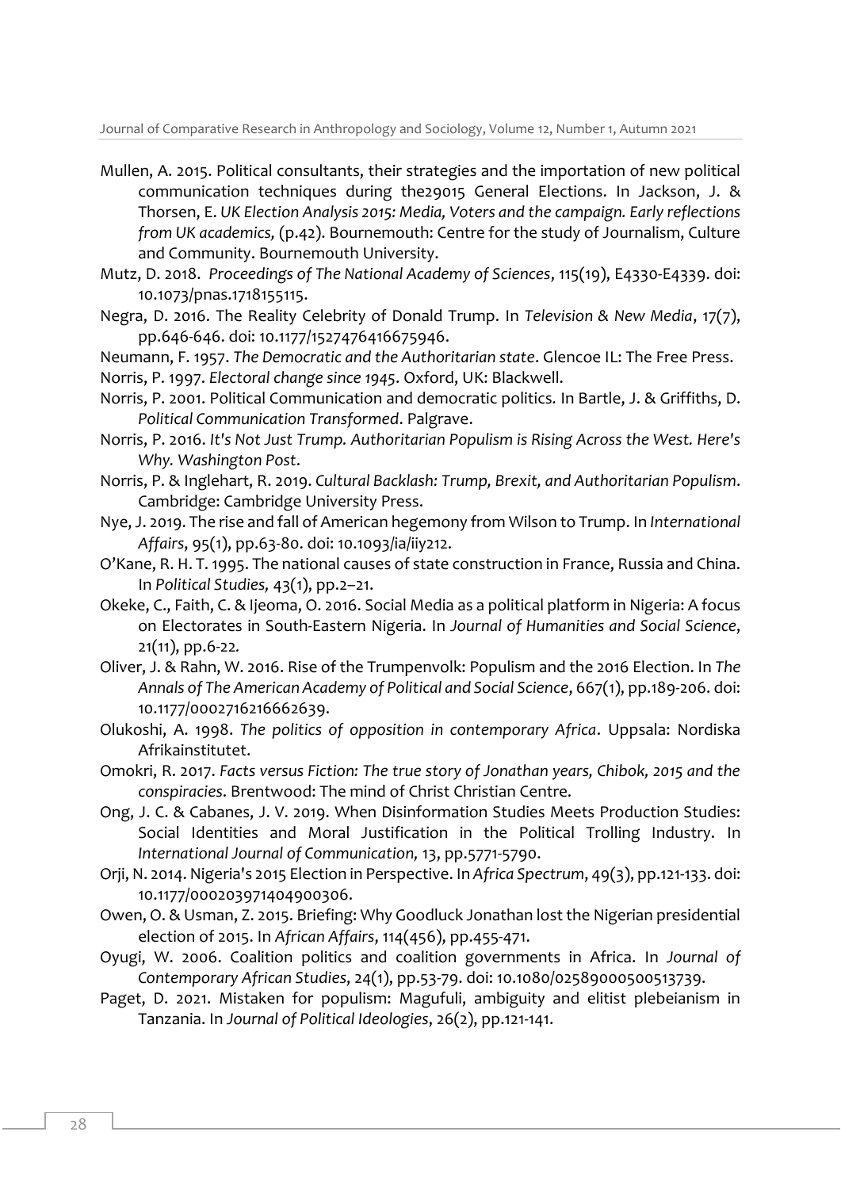Mullen, A. 2015. Political consultants, their strategies and the importation of new political communication techniques during the29015 General Elections. In Jackson, J. & Thorsen, E. *UK Election Analysis 2015: Media, Voters and the campaign. Early reflections from UK academics,* (p.42). Bournemouth: Centre for the study of Journalism, Culture and Community. Bournemouth University.

Mutz, D. 2018. *Proceedings of The National Academy of Sciences*, 115(19), E4330-E4339. doi: 10.1073/pnas.1718155115.

Negra, D. 2016. The Reality Celebrity of Donald Trump. In *Television & New Media*, 17(7), pp.646-646. doi: 10.1177/1527476416675946.

Neumann, F. 1957. *The Democratic and the Authoritarian state*. Glencoe IL: The Free Press.

Norris, P. 1997. *Electoral change since 1945*. Oxford, UK: Blackwell.

Norris, P. 2001. Political Communication and democratic politics. In Bartle, J. & Griffiths, D. *Political Communication Transformed*. Palgrave.

Norris, P. 2016. *It's Not Just Trump. Authoritarian Populism is Rising Across the West. Here's Why. Washington Post*.

Norris, P. & Inglehart, R. 2019. *Cultural Backlash: Trump, Brexit, and Authoritarian Populism*. Cambridge: Cambridge University Press.

Nye, J. 2019. The rise and fall of American hegemony from Wilson to Trump. In *International Affairs*, 95(1), pp.63-80. doi: 10.1093/ia/iiy212.

O'Kane, R. H. T. 1995. The national causes of state construction in France, Russia and China. In *Political Studies,* 43(1), pp.2–21.

Okeke, C., Faith, C. & Ijeoma, O. 2016. Social Media as a political platform in Nigeria: A focus on Electorates in South-Eastern Nigeria. In *Journal of Humanities and Social Science*, 21(11), pp.6-22.

Oliver, J. & Rahn, W. 2016. Rise of the Trumpenvolk: Populism and the 2016 Election. In *The Annals of The American Academy of Political and Social Science*, 667(1), pp.189-206. doi: 10.1177/0002716216662639.

Olukoshi, A. 1998. *The politics of opposition in contemporary Africa*. Uppsala: Nordiska Afrikainstitutet.

Omokri, R. 2017. *Facts versus Fiction: The true story of Jonathan years, Chibok, 2015 and the conspiracies*. Brentwood: The mind of Christ Christian Centre.

Ong, J. C. & Cabanes, J. V. 2019. When Disinformation Studies Meets Production Studies: Social Identities and Moral Justification in the Political Trolling Industry. In *International Journal of Communication,* 13, pp.5771-5790.

Orji, N. 2014. Nigeria's 2015 Election in Perspective. In *Africa Spectrum*, 49(3), pp.121-133. doi: 10.1177/000203971404900306.

Owen, O. & Usman, Z. 2015. Briefing: Why Goodluck Jonathan lost the Nigerian presidential election of 2015. In *African Affairs*, 114(456), pp.455-471.

Oyugi, W. 2006. Coalition politics and coalition governments in Africa. In *Journal of Contemporary African Studies*, 24(1), pp.53-79. doi: 10.1080/02589000500513739.

Paget, D. 2021. Mistaken for populism: Magufuli, ambiguity and elitist plebeianism in Tanzania. In *Journal of Political Ideologies*, 26(2), pp.121-141.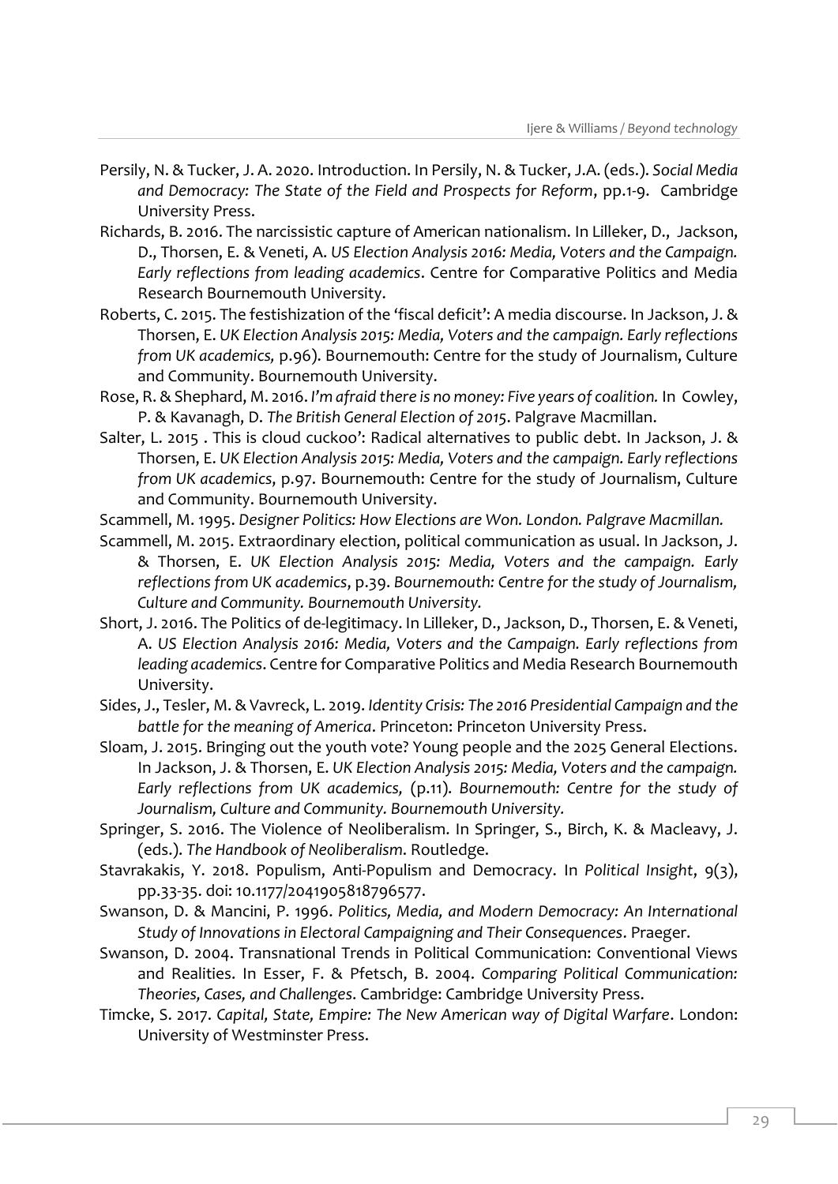Persily, N. & Tucker, J. A. 2020. Introduction. In Persily, N. & Tucker, J.A. (eds.). *Social Media and Democracy: The State of the Field and Prospects for Reform*, pp.1-9. Cambridge University Press.

Richards, B. 2016. The narcissistic capture of American nationalism. In Lilleker, D., Jackson, D., Thorsen, E. & Veneti, A. *US Election Analysis 2016: Media, Voters and the Campaign. Early reflections from leading academics*. Centre for Comparative Politics and Media Research Bournemouth University.

Roberts, C. 2015. The festishization of the 'fiscal deficit': A media discourse. In Jackson, J. & Thorsen, E. *UK Election Analysis 2015: Media, Voters and the campaign. Early reflections from UK academics,* p.96). Bournemouth: Centre for the study of Journalism, Culture and Community. Bournemouth University.

Rose, R. & Shephard, M. 2016. *I'm afraid there is no money: Five years of coalition.* In Cowley, P. & Kavanagh, D. *The British General Election of 2015*. Palgrave Macmillan.

Salter, L. 2015 . This is cloud cuckoo': Radical alternatives to public debt. In Jackson, J. & Thorsen, E. *UK Election Analysis 2015: Media, Voters and the campaign. Early reflections from UK academics*, p.97. Bournemouth: Centre for the study of Journalism, Culture and Community. Bournemouth University.

Scammell, M. 1995. *Designer Politics: How Elections are Won. London. Palgrave Macmillan.*

Scammell, M. 2015. Extraordinary election, political communication as usual. In Jackson, J. & Thorsen, E. *UK Election Analysis 2015: Media, Voters and the campaign. Early reflections from UK academics*, p.39. *Bournemouth: Centre for the study of Journalism, Culture and Community. Bournemouth University.*

Short, J. 2016. The Politics of de-legitimacy. In Lilleker, D., Jackson, D., Thorsen, E. & Veneti, A. *US Election Analysis 2016: Media, Voters and the Campaign. Early reflections from leading academics*. Centre for Comparative Politics and Media Research Bournemouth University.

Sides, J., Tesler, M. & Vavreck, L. 2019. *Identity Crisis: The 2016 Presidential Campaign and the battle for the meaning of America*. Princeton: Princeton University Press.

Sloam, J. 2015. Bringing out the youth vote? Young people and the 2025 General Elections. In Jackson, J. & Thorsen, E. *UK Election Analysis 2015: Media, Voters and the campaign. Early reflections from UK academics,* (p.11). *Bournemouth: Centre for the study of Journalism, Culture and Community. Bournemouth University.*

Springer, S. 2016. The Violence of Neoliberalism. In Springer, S., Birch, K. & Macleavy, J. (eds.). *The Handbook of Neoliberalism*. Routledge.

Stavrakakis, Y. 2018. Populism, Anti-Populism and Democracy. In *Political Insight*, 9(3), pp.33-35. doi: 10.1177/2041905818796577.

Swanson, D. & Mancini, P. 1996. *Politics, Media, and Modern Democracy: An International Study of Innovations in Electoral Campaigning and Their Consequences*. Praeger.

Swanson, D. 2004. Transnational Trends in Political Communication: Conventional Views and Realities. In Esser, F. & Pfetsch, B. 2004. *Comparing Political Communication: Theories, Cases, and Challenges*. Cambridge: Cambridge University Press.

Timcke, S. 2017. *Capital, State, Empire: The New American way of Digital Warfare*. London: University of Westminster Press.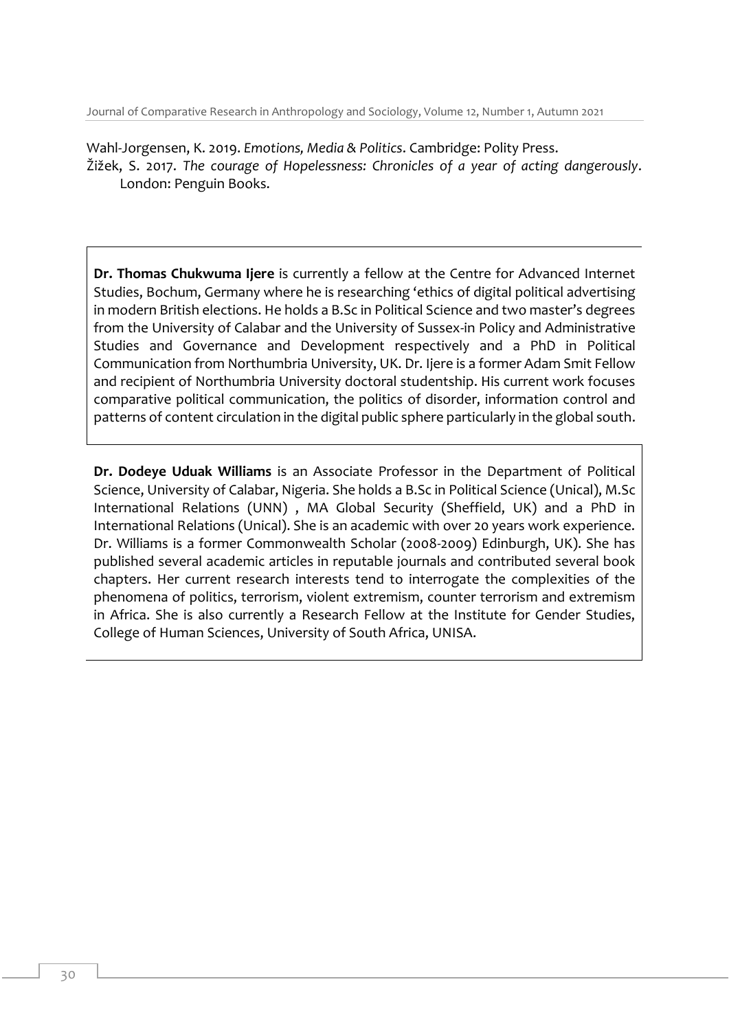Wahl-Jorgensen, K. 2019. *Emotions, Media & Politics*. Cambridge: Polity Press.

Žižek, S. 2017. *The courage of Hopelessness: Chronicles of a year of acting dangerously*. London: Penguin Books.

**Dr. Thomas Chukwuma Ijere** is currently a fellow at the Centre for Advanced Internet Studies, Bochum, Germany where he is researching 'ethics of digital political advertising in modern British elections. He holds a B.Sc in Political Science and two master's degrees from the University of Calabar and the University of Sussex-in Policy and Administrative Studies and Governance and Development respectively and a PhD in Political Communication from Northumbria University, UK. Dr. Ijere is a former Adam Smit Fellow and recipient of Northumbria University doctoral studentship. His current work focuses comparative political communication, the politics of disorder, information control and patterns of content circulation in the digital public sphere particularly in the global south.

**Dr. Dodeye Uduak Williams** is an Associate Professor in the Department of Political Science, University of Calabar, Nigeria. She holds a B.Sc in Political Science (Unical), M.Sc International Relations (UNN) , MA Global Security (Sheffield, UK) and a PhD in International Relations (Unical). She is an academic with over 20 years work experience. Dr. Williams is a former Commonwealth Scholar (2008-2009) Edinburgh, UK). She has published several academic articles in reputable journals and contributed several book chapters. Her current research interests tend to interrogate the complexities of the phenomena of politics, terrorism, violent extremism, counter terrorism and extremism in Africa. She is also currently a Research Fellow at the Institute for Gender Studies, College of Human Sciences, University of South Africa, UNISA.